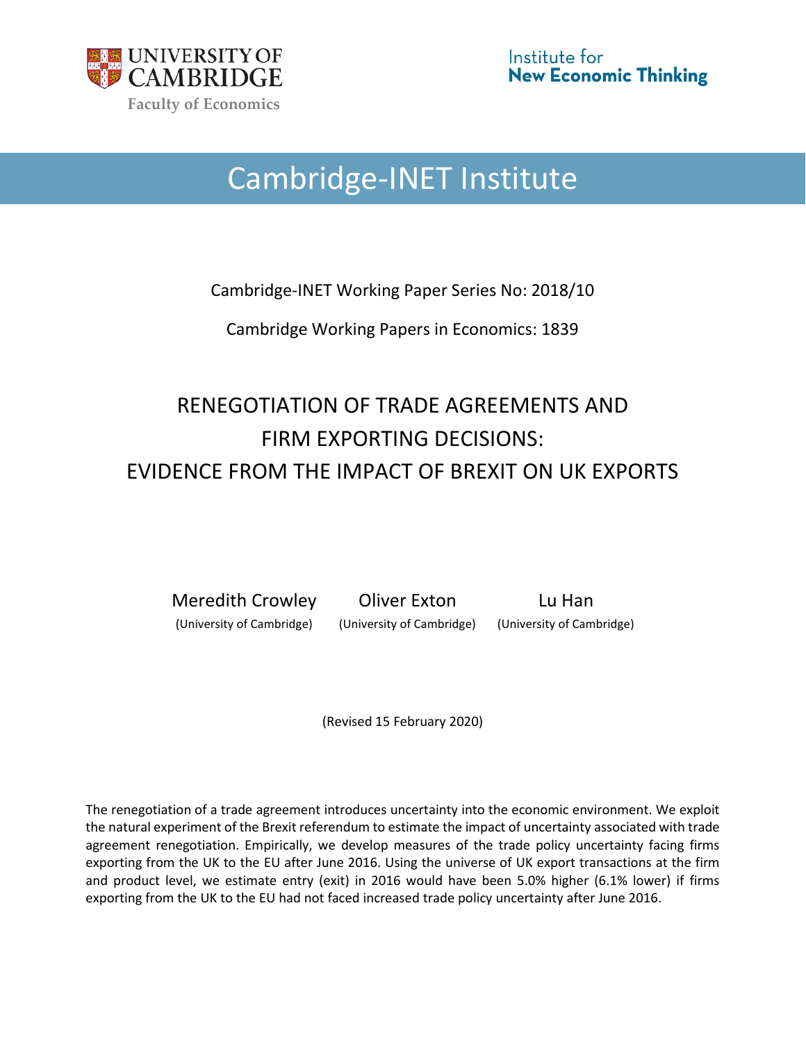UNIVERSITY OF CAMBRIDGE

Faculty of Economics

Institute for **New Economic Thinking**

# Cambridge-INET Institute

Cambridge-INET Working Paper Series No: 2018/10

Cambridge Working Papers in Economics: 1839

## RENEGOTIATION OF TRADE AGREEMENTS AND FIRM EXPORTING DECISIONS: EVIDENCE FROM THE IMPACT OF BREXIT ON UK EXPORTS

Meredith Crowley (University of Cambridge)

Oliver Exton (University of Cambridge)

Lu Han (University of Cambridge)

(Revised 15 February 2020)

The renegotiation of a trade agreement introduces uncertainty into the economic environment. We exploit the natural experiment of the Brexit referendum to estimate the impact of uncertainty associated with trade agreement renegotiation. Empirically, we develop measures of the trade policy uncertainty facing firms exporting from the UK to the EU after June 2016. Using the universe of UK export transactions at the firm and product level, we estimate entry (exit) in 2016 would have been 5.0% higher (6.1% lower) if firms exporting from the UK to the EU had not faced increased trade policy uncertainty after June 2016.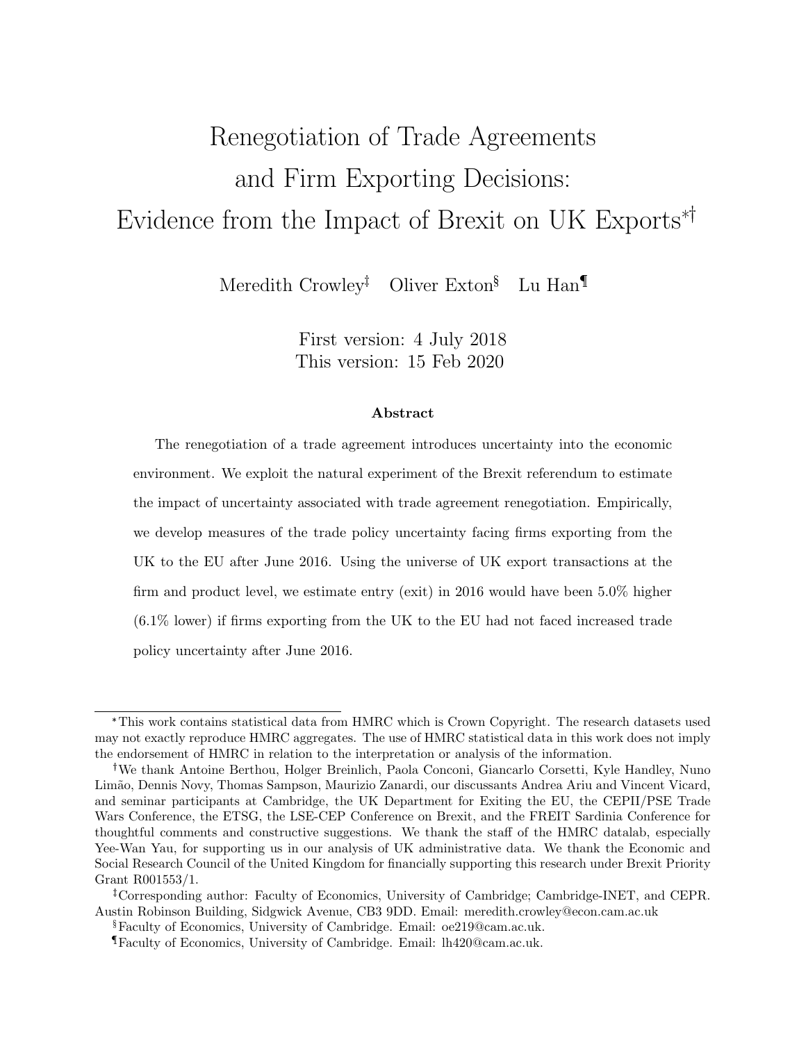# Renegotiation of Trade Agreements and Firm Exporting Decisions: Evidence from the Impact of Brexit on UK Exports[*][†]

Meredith Crowley[‡] Oliver Exton[§] Lu Han[¶]

First version: 4 July 2018
This version: 15 Feb 2020

**Abstract**

The renegotiation of a trade agreement introduces uncertainty into the economic environment. We exploit the natural experiment of the Brexit referendum to estimate the impact of uncertainty associated with trade agreement renegotiation. Empirically, we develop measures of the trade policy uncertainty facing firms exporting from the UK to the EU after June 2016. Using the universe of UK export transactions at the firm and product level, we estimate entry (exit) in 2016 would have been 5.0% higher (6.1% lower) if firms exporting from the UK to the EU had not faced increased trade policy uncertainty after June 2016.

---

[*] This work contains statistical data from HMRC which is Crown Copyright. The research datasets used may not exactly reproduce HMRC aggregates. The use of HMRC statistical data in this work does not imply the endorsement of HMRC in relation to the interpretation or analysis of the information.

[†] We thank Antoine Berthou, Holger Breinlich, Paola Conconi, Giancarlo Corsetti, Kyle Handley, Nuno Limão, Dennis Novy, Thomas Sampson, Maurizio Zanardi, our discussants Andrea Ariu and Vincent Vicard, and seminar participants at Cambridge, the UK Department for Exiting the EU, the CEPII/PSE Trade Wars Conference, the ETSG, the LSE-CEP Conference on Brexit, and the FREIT Sardinia Conference for thoughtful comments and constructive suggestions. We thank the staff of the HMRC datalab, especially Yee-Wan Yau, for supporting us in our analysis of UK administrative data. We thank the Economic and Social Research Council of the United Kingdom for financially supporting this research under Brexit Priority Grant R001553/1.

[‡] Corresponding author: Faculty of Economics, University of Cambridge; Cambridge-INET, and CEPR. Austin Robinson Building, Sidgwick Avenue, CB3 9DD. Email: meredith.crowley@econ.cam.ac.uk

[§] Faculty of Economics, University of Cambridge. Email: oe219@cam.ac.uk.

[¶] Faculty of Economics, University of Cambridge. Email: lh420@cam.ac.uk.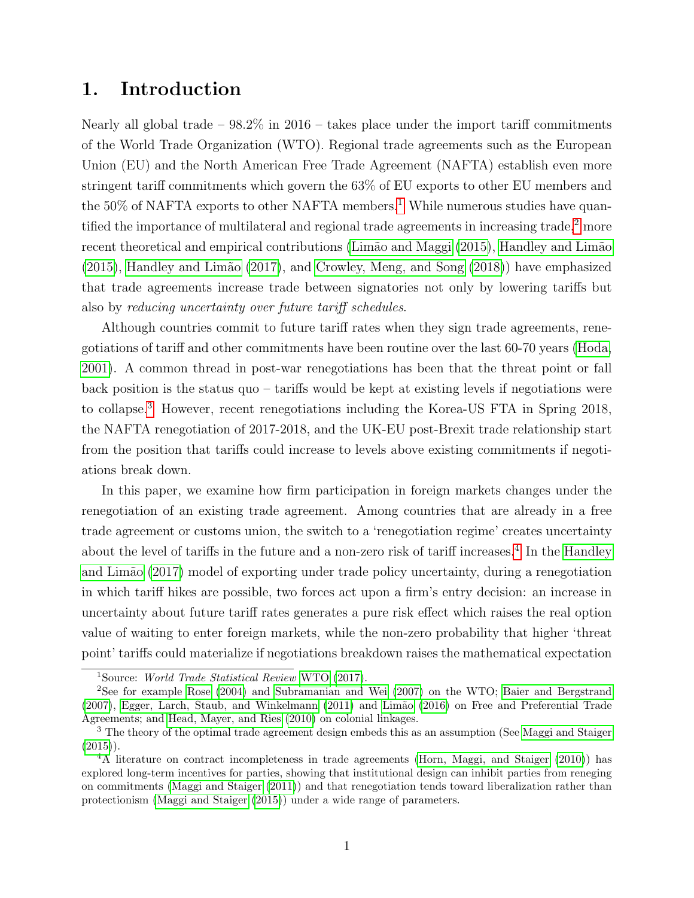# 1. Introduction

Nearly all global trade – 98.2% in 2016 – takes place under the import tariff commitments of the World Trade Organization (WTO). Regional trade agreements such as the European Union (EU) and the North American Free Trade Agreement (NAFTA) establish even more stringent tariff commitments which govern the 63% of EU exports to other EU members and the 50% of NAFTA exports to other NAFTA members.[1] While numerous studies have quantified the importance of multilateral and regional trade agreements in increasing trade,[2] more recent theoretical and empirical contributions (Limão and Maggi (2015), Handley and Limão (2015), Handley and Limão (2017), and Crowley, Meng, and Song (2018)) have emphasized that trade agreements increase trade between signatories not only by lowering tariffs but also by *reducing uncertainty over future tariff schedules*.

Although countries commit to future tariff rates when they sign trade agreements, renegotiations of tariff and other commitments have been routine over the last 60-70 years (Hoda, 2001). A common thread in post-war renegotiations has been that the threat point or fall back position is the status quo – tariffs would be kept at existing levels if negotiations were to collapse.[3] However, recent renegotiations including the Korea-US FTA in Spring 2018, the NAFTA renegotiation of 2017-2018, and the UK-EU post-Brexit trade relationship start from the position that tariffs could increase to levels above existing commitments if negotiations break down.

In this paper, we examine how firm participation in foreign markets changes under the renegotiation of an existing trade agreement. Among countries that are already in a free trade agreement or customs union, the switch to a 'renegotiation regime' creates uncertainty about the level of tariffs in the future and a non-zero risk of tariff increases.[4] In the Handley and Limão (2017) model of exporting under trade policy uncertainty, during a renegotiation in which tariff hikes are possible, two forces act upon a firm's entry decision: an increase in uncertainty about future tariff rates generates a pure risk effect which raises the real option value of waiting to enter foreign markets, while the non-zero probability that higher 'threat point' tariffs could materialize if negotiations breakdown raises the mathematical expectation

[1] Source: *World Trade Statistical Review* WTO (2017).

[2] See for example Rose (2004) and Subramanian and Wei (2007) on the WTO; Baier and Bergstrand (2007), Egger, Larch, Staub, and Winkelmann (2011) and Limão (2016) on Free and Preferential Trade Agreements; and Head, Mayer, and Ries (2010) on colonial linkages.

[3] The theory of the optimal trade agreement design embeds this as an assumption (See Maggi and Staiger (2015)).

[4] A literature on contract incompleteness in trade agreements (Horn, Maggi, and Staiger (2010)) has explored long-term incentives for parties, showing that institutional design can inhibit parties from reneging on commitments (Maggi and Staiger (2011)) and that renegotiation tends toward liberalization rather than protectionism (Maggi and Staiger (2015)) under a wide range of parameters.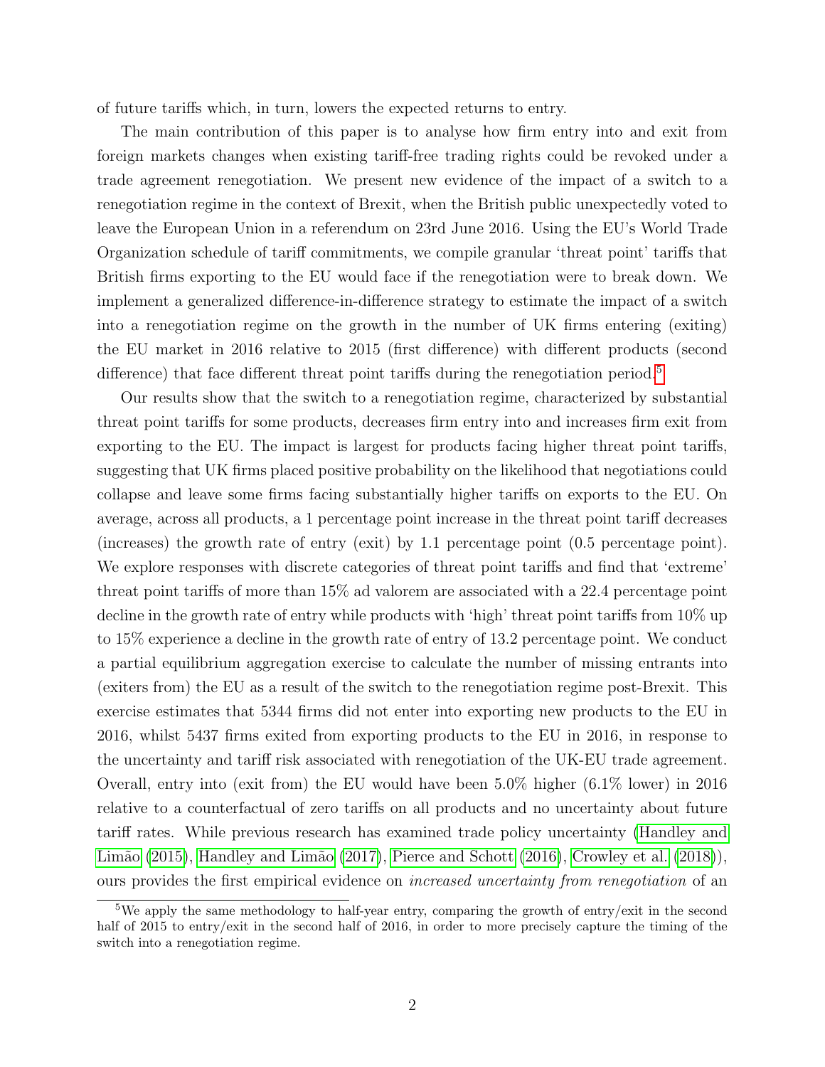of future tariffs which, in turn, lowers the expected returns to entry.

The main contribution of this paper is to analyse how firm entry into and exit from foreign markets changes when existing tariff-free trading rights could be revoked under a trade agreement renegotiation. We present new evidence of the impact of a switch to a renegotiation regime in the context of Brexit, when the British public unexpectedly voted to leave the European Union in a referendum on 23rd June 2016. Using the EU's World Trade Organization schedule of tariff commitments, we compile granular 'threat point' tariffs that British firms exporting to the EU would face if the renegotiation were to break down. We implement a generalized difference-in-difference strategy to estimate the impact of a switch into a renegotiation regime on the growth in the number of UK firms entering (exiting) the EU market in 2016 relative to 2015 (first difference) with different products (second difference) that face different threat point tariffs during the renegotiation period.[5]

Our results show that the switch to a renegotiation regime, characterized by substantial threat point tariffs for some products, decreases firm entry into and increases firm exit from exporting to the EU. The impact is largest for products facing higher threat point tariffs, suggesting that UK firms placed positive probability on the likelihood that negotiations could collapse and leave some firms facing substantially higher tariffs on exports to the EU. On average, across all products, a 1 percentage point increase in the threat point tariff decreases (increases) the growth rate of entry (exit) by 1.1 percentage point (0.5 percentage point). We explore responses with discrete categories of threat point tariffs and find that 'extreme' threat point tariffs of more than 15% ad valorem are associated with a 22.4 percentage point decline in the growth rate of entry while products with 'high' threat point tariffs from 10% up to 15% experience a decline in the growth rate of entry of 13.2 percentage point. We conduct a partial equilibrium aggregation exercise to calculate the number of missing entrants into (exiters from) the EU as a result of the switch to the renegotiation regime post-Brexit. This exercise estimates that 5344 firms did not enter into exporting new products to the EU in 2016, whilst 5437 firms exited from exporting products to the EU in 2016, in response to the uncertainty and tariff risk associated with renegotiation of the UK-EU trade agreement. Overall, entry into (exit from) the EU would have been 5.0% higher (6.1% lower) in 2016 relative to a counterfactual of zero tariffs on all products and no uncertainty about future tariff rates. While previous research has examined trade policy uncertainty (Handley and Limão (2015), Handley and Limão (2017), Pierce and Schott (2016), Crowley et al. (2018)), ours provides the first empirical evidence on *increased uncertainty from renegotiation* of an

[5] We apply the same methodology to half-year entry, comparing the growth of entry/exit in the second half of 2015 to entry/exit in the second half of 2016, in order to more precisely capture the timing of the switch into a renegotiation regime.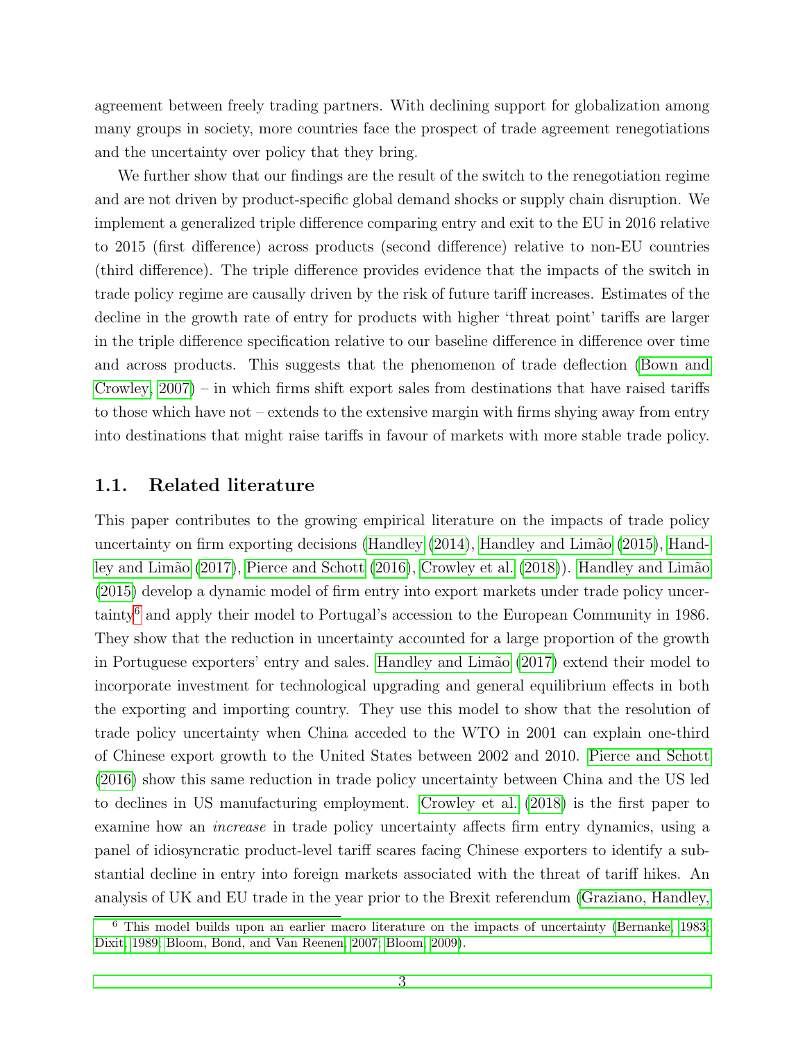agreement between freely trading partners. With declining support for globalization among many groups in society, more countries face the prospect of trade agreement renegotiations and the uncertainty over policy that they bring.

We further show that our findings are the result of the switch to the renegotiation regime and are not driven by product-specific global demand shocks or supply chain disruption. We implement a generalized triple difference comparing entry and exit to the EU in 2016 relative to 2015 (first difference) across products (second difference) relative to non-EU countries (third difference). The triple difference provides evidence that the impacts of the switch in trade policy regime are causally driven by the risk of future tariff increases. Estimates of the decline in the growth rate of entry for products with higher 'threat point' tariffs are larger in the triple difference specification relative to our baseline difference in difference over time and across products. This suggests that the phenomenon of trade deflection (Bown and Crowley, 2007) – in which firms shift export sales from destinations that have raised tariffs to those which have not – extends to the extensive margin with firms shying away from entry into destinations that might raise tariffs in favour of markets with more stable trade policy.

## 1.1. Related literature

This paper contributes to the growing empirical literature on the impacts of trade policy uncertainty on firm exporting decisions (Handley (2014), Handley and Limão (2015), Handley and Limão (2017), Pierce and Schott (2016), Crowley et al. (2018)). Handley and Limão (2015) develop a dynamic model of firm entry into export markets under trade policy uncertainty[6] and apply their model to Portugal's accession to the European Community in 1986. They show that the reduction in uncertainty accounted for a large proportion of the growth in Portuguese exporters' entry and sales. Handley and Limão (2017) extend their model to incorporate investment for technological upgrading and general equilibrium effects in both the exporting and importing country. They use this model to show that the resolution of trade policy uncertainty when China acceded to the WTO in 2001 can explain one-third of Chinese export growth to the United States between 2002 and 2010. Pierce and Schott (2016) show this same reduction in trade policy uncertainty between China and the US led to declines in US manufacturing employment. Crowley et al. (2018) is the first paper to examine how an *increase* in trade policy uncertainty affects firm entry dynamics, using a panel of idiosyncratic product-level tariff scares facing Chinese exporters to identify a substantial decline in entry into foreign markets associated with the threat of tariff hikes. An analysis of UK and EU trade in the year prior to the Brexit referendum (Graziano, Handley,

[6] This model builds upon an earlier macro literature on the impacts of uncertainty (Bernanke, 1983; Dixit, 1989; Bloom, Bond, and Van Reenen, 2007; Bloom, 2009).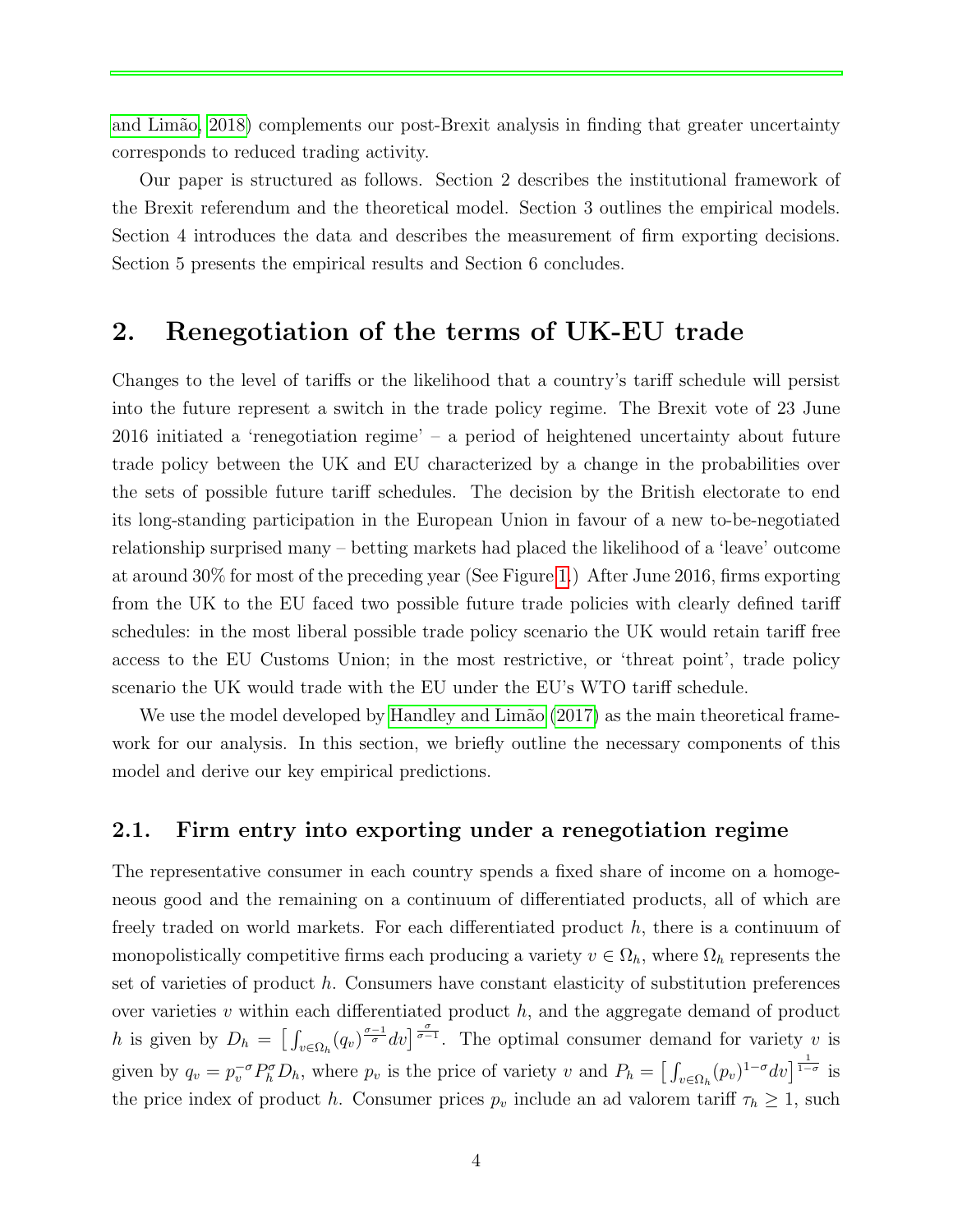and Limão, 2018) complements our post-Brexit analysis in finding that greater uncertainty corresponds to reduced trading activity.

Our paper is structured as follows. Section 2 describes the institutional framework of the Brexit referendum and the theoretical model. Section 3 outlines the empirical models. Section 4 introduces the data and describes the measurement of firm exporting decisions. Section 5 presents the empirical results and Section 6 concludes.

## 2. Renegotiation of the terms of UK-EU trade

Changes to the level of tariffs or the likelihood that a country's tariff schedule will persist into the future represent a switch in the trade policy regime. The Brexit vote of 23 June 2016 initiated a 'renegotiation regime' – a period of heightened uncertainty about future trade policy between the UK and EU characterized by a change in the probabilities over the sets of possible future tariff schedules. The decision by the British electorate to end its long-standing participation in the European Union in favour of a new to-be-negotiated relationship surprised many – betting markets had placed the likelihood of a 'leave' outcome at around 30% for most of the preceding year (See Figure 1.) After June 2016, firms exporting from the UK to the EU faced two possible future trade policies with clearly defined tariff schedules: in the most liberal possible trade policy scenario the UK would retain tariff free access to the EU Customs Union; in the most restrictive, or 'threat point', trade policy scenario the UK would trade with the EU under the EU's WTO tariff schedule.

We use the model developed by Handley and Limão (2017) as the main theoretical framework for our analysis. In this section, we briefly outline the necessary components of this model and derive our key empirical predictions.

### 2.1. Firm entry into exporting under a renegotiation regime

The representative consumer in each country spends a fixed share of income on a homogeneous good and the remaining on a continuum of differentiated products, all of which are freely traded on world markets. For each differentiated product $h$, there is a continuum of monopolistically competitive firms each producing a variety $v \in \Omega_h$, where $\Omega_h$ represents the set of varieties of product $h$. Consumers have constant elasticity of substitution preferences over varieties $v$ within each differentiated product $h$, and the aggregate demand of product $h$ is given by $D_h = \left[\int_{v\in\Omega_h} (q_v)^{\frac{\sigma-1}{\sigma}} dv\right]^{\frac{\sigma}{\sigma-1}}$. The optimal consumer demand for variety $v$ is given by $q_v = p_v^{-\sigma} P_h^{\sigma} D_h$, where $p_v$ is the price of variety $v$ and $P_h = \left[\int_{v\in\Omega_h} (p_v)^{1-\sigma} dv\right]^{\frac{1}{1-\sigma}}$ is the price index of product $h$. Consumer prices $p_v$ include an ad valorem tariff $\tau_h \geq 1$, such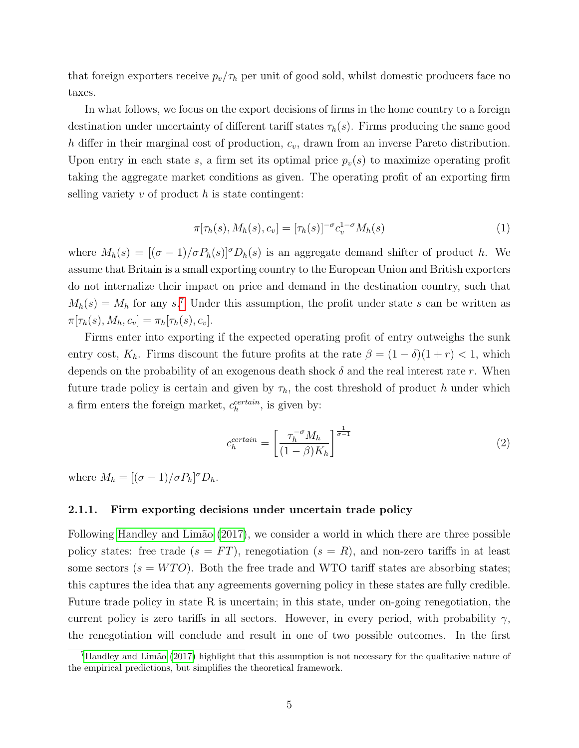that foreign exporters receive $p_v/\tau_h$ per unit of good sold, whilst domestic producers face no taxes.

In what follows, we focus on the export decisions of firms in the home country to a foreign destination under uncertainty of different tariff states $\tau_h(s)$. Firms producing the same good $h$ differ in their marginal cost of production, $c_v$, drawn from an inverse Pareto distribution. Upon entry in each state $s$, a firm set its optimal price $p_v(s)$ to maximize operating profit taking the aggregate market conditions as given. The operating profit of an exporting firm selling variety $v$ of product $h$ is state contingent:

$$\pi[\tau_h(s), M_h(s), c_v] = [\tau_h(s)]^{-\sigma} c_v^{1-\sigma} M_h(s) \tag{1}$$

where $M_h(s) = [(\sigma - 1)/\sigma P_h(s)]^{\sigma} D_h(s)$ is an aggregate demand shifter of product $h$. We assume that Britain is a small exporting country to the European Union and British exporters do not internalize their impact on price and demand in the destination country, such that $M_h(s) = M_h$ for any $s$.[7] Under this assumption, the profit under state $s$ can be written as $\pi[\tau_h(s), M_h, c_v] = \pi_h[\tau_h(s), c_v]$.

Firms enter into exporting if the expected operating profit of entry outweighs the sunk entry cost, $K_h$. Firms discount the future profits at the rate $\beta = (1 - \delta)(1 + r) < 1$, which depends on the probability of an exogenous death shock $\delta$ and the real interest rate $r$. When future trade policy is certain and given by $\tau_h$, the cost threshold of product $h$ under which a firm enters the foreign market, $c_h^{certain}$, is given by:

$$c_h^{certain} = \left[ \frac{\tau_h^{-\sigma} M_h}{(1 - \beta) K_h} \right]^{\frac{1}{\sigma - 1}} \tag{2}$$

where $M_h = [(\sigma - 1)/\sigma P_h]^{\sigma} D_h$.

### 2.1.1. Firm exporting decisions under uncertain trade policy

Following Handley and Limão (2017), we consider a world in which there are three possible policy states: free trade ($s = FT$), renegotiation ($s = R$), and non-zero tariffs in at least some sectors ($s = WTO$). Both the free trade and WTO tariff states are absorbing states; this captures the idea that any agreements governing policy in these states are fully credible. Future trade policy in state R is uncertain; in this state, under on-going renegotiation, the current policy is zero tariffs in all sectors. However, in every period, with probability $\gamma$, the renegotiation will conclude and result in one of two possible outcomes. In the first

[7] Handley and Limão (2017) highlight that this assumption is not necessary for the qualitative nature of the empirical predictions, but simplifies the theoretical framework.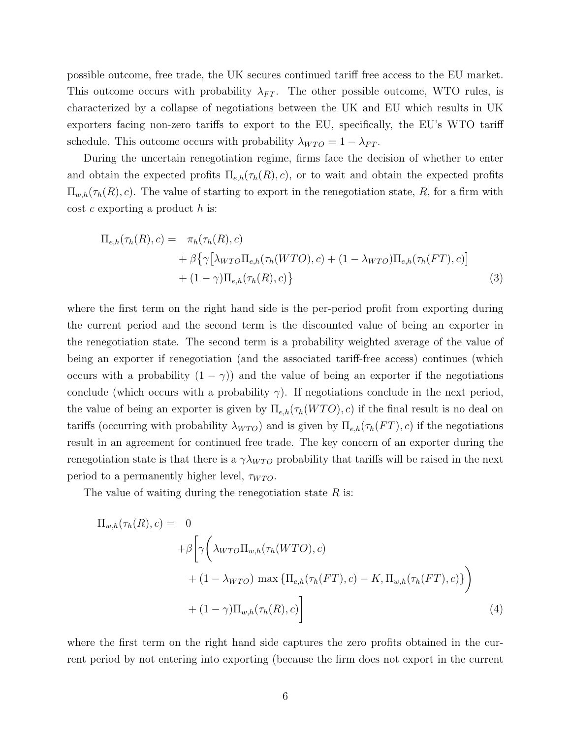possible outcome, free trade, the UK secures continued tariff free access to the EU market. This outcome occurs with probability $\lambda_{FT}$. The other possible outcome, WTO rules, is characterized by a collapse of negotiations between the UK and EU which results in UK exporters facing non-zero tariffs to export to the EU, specifically, the EU's WTO tariff schedule. This outcome occurs with probability $\lambda_{WTO} = 1 - \lambda_{FT}$.

During the uncertain renegotiation regime, firms face the decision of whether to enter and obtain the expected profits $\Pi_{e,h}(\tau_h(R), c)$, or to wait and obtain the expected profits $\Pi_{w,h}(\tau_h(R), c)$. The value of starting to export in the renegotiation state, $R$, for a firm with cost $c$ exporting a product $h$ is:

$$
\begin{aligned}
\Pi_{e,h}(\tau_h(R), c) = \quad & \pi_h(\tau_h(R), c) \\
& + \beta\big\{\gamma\big[\lambda_{WTO}\Pi_{e,h}(\tau_h(WTO), c) + (1-\lambda_{WTO})\Pi_{e,h}(\tau_h(FT), c)\big] \\
& + (1-\gamma)\Pi_{e,h}(\tau_h(R), c)\big\}
\end{aligned}
\tag{3}
$$

where the first term on the right hand side is the per-period profit from exporting during the current period and the second term is the discounted value of being an exporter in the renegotiation state. The second term is a probability weighted average of the value of being an exporter if renegotiation (and the associated tariff-free access) continues (which occurs with a probability $(1 - \gamma)$) and the value of being an exporter if the negotiations conclude (which occurs with a probability $\gamma$). If negotiations conclude in the next period, the value of being an exporter is given by $\Pi_{e,h}(\tau_h(WTO), c)$ if the final result is no deal on tariffs (occurring with probability $\lambda_{WTO}$) and is given by $\Pi_{e,h}(\tau_h(FT), c)$ if the negotiations result in an agreement for continued free trade. The key concern of an exporter during the renegotiation state is that there is a $\gamma\lambda_{WTO}$ probability that tariffs will be raised in the next period to a permanently higher level, $\tau_{WTO}$.

The value of waiting during the renegotiation state $R$ is:

$$
\begin{aligned}
\Pi_{w,h}(\tau_h(R), c) = \quad & 0 \\
& + \beta\Bigg[\gamma\bigg(\lambda_{WTO}\Pi_{w,h}(\tau_h(WTO), c) \\
& \quad + (1-\lambda_{WTO})\max\left\{\Pi_{e,h}(\tau_h(FT), c) - K, \Pi_{w,h}(\tau_h(FT), c)\right\}\bigg) \\
& \quad + (1-\gamma)\Pi_{w,h}(\tau_h(R), c)\Bigg]
\end{aligned}
\tag{4}
$$

where the first term on the right hand side captures the zero profits obtained in the current period by not entering into exporting (because the firm does not export in the current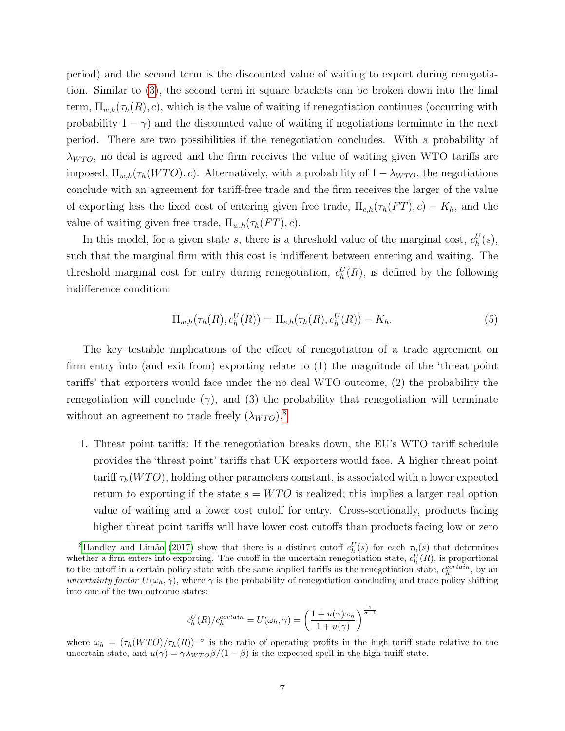period) and the second term is the discounted value of waiting to export during renegotiation. Similar to (3), the second term in square brackets can be broken down into the final term, $\Pi_{w,h}(\tau_h(R), c)$, which is the value of waiting if renegotiation continues (occurring with probability $1 - \gamma$) and the discounted value of waiting if negotiations terminate in the next period. There are two possibilities if the renegotiation concludes. With a probability of $\lambda_{WTO}$, no deal is agreed and the firm receives the value of waiting given WTO tariffs are imposed, $\Pi_{w,h}(\tau_h(WTO), c)$. Alternatively, with a probability of $1 - \lambda_{WTO}$, the negotiations conclude with an agreement for tariff-free trade and the firm receives the larger of the value of exporting less the fixed cost of entering given free trade, $\Pi_{e,h}(\tau_h(FT), c) - K_h$, and the value of waiting given free trade, $\Pi_{w,h}(\tau_h(FT), c)$.

In this model, for a given state $s$, there is a threshold value of the marginal cost, $c_h^U(s)$, such that the marginal firm with this cost is indifferent between entering and waiting. The threshold marginal cost for entry during renegotiation, $c_h^U(R)$, is defined by the following indifference condition:

$$\Pi_{w,h}(\tau_h(R), c_h^U(R)) = \Pi_{e,h}(\tau_h(R), c_h^U(R)) - K_h. \tag{5}$$

The key testable implications of the effect of renegotiation of a trade agreement on firm entry into (and exit from) exporting relate to (1) the magnitude of the 'threat point tariffs' that exporters would face under the no deal WTO outcome, (2) the probability the renegotiation will conclude ($\gamma$), and (3) the probability that renegotiation will terminate without an agreement to trade freely ($\lambda_{WTO}$).[8]

1. Threat point tariffs: If the renegotiation breaks down, the EU's WTO tariff schedule provides the 'threat point' tariffs that UK exporters would face. A higher threat point tariff $\tau_h(WTO)$, holding other parameters constant, is associated with a lower expected return to exporting if the state $s = WTO$ is realized; this implies a larger real option value of waiting and a lower cost cutoff for entry. Cross-sectionally, products facing higher threat point tariffs will have lower cost cutoffs than products facing low or zero

[8] Handley and Limão (2017) show that there is a distinct cutoff $c_h^U(s)$ for each $\tau_h(s)$ that determines whether a firm enters into exporting. The cutoff in the uncertain renegotiation state, $c_h^U(R)$, is proportional to the cutoff in a certain policy state with the same applied tariffs as the renegotiation state, $c_h^{certain}$, by an *uncertainty factor* $U(\omega_h, \gamma)$, where $\gamma$ is the probability of renegotiation concluding and trade policy shifting into one of the two outcome states:

$$c_h^U(R)/c_h^{certain} = U(\omega_h, \gamma) = \left(\frac{1 + u(\gamma)\omega_h}{1 + u(\gamma)}\right)^{\frac{1}{\sigma - 1}}$$

where $\omega_h = (\tau_h(WTO)/\tau_h(R))^{-\sigma}$ is the ratio of operating profits in the high tariff state relative to the uncertain state, and $u(\gamma) = \gamma\lambda_{WTO}\beta/(1-\beta)$ is the expected spell in the high tariff state.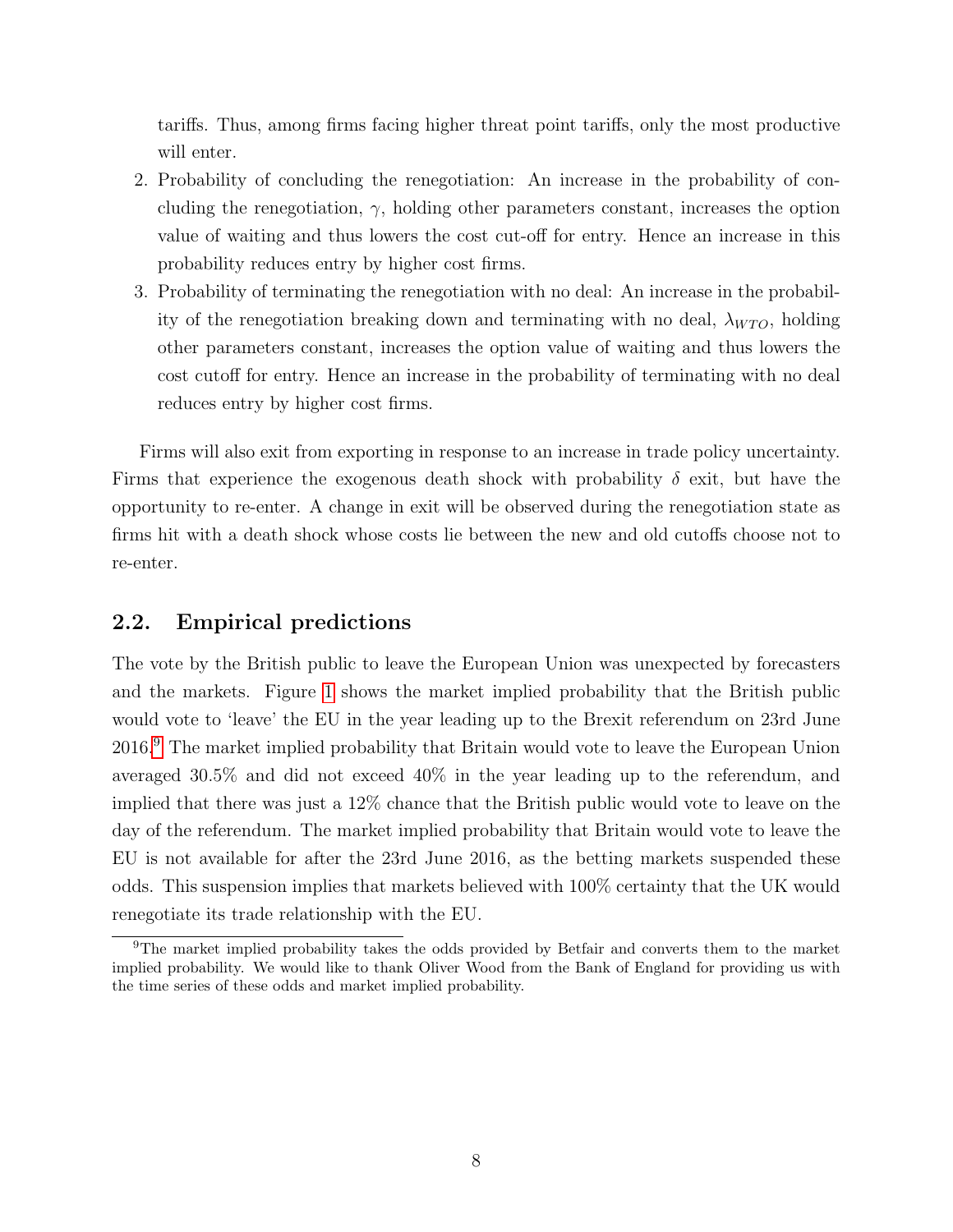tariffs. Thus, among firms facing higher threat point tariffs, only the most productive will enter.

2. Probability of concluding the renegotiation: An increase in the probability of concluding the renegotiation, $\gamma$, holding other parameters constant, increases the option value of waiting and thus lowers the cost cut-off for entry. Hence an increase in this probability reduces entry by higher cost firms.
3. Probability of terminating the renegotiation with no deal: An increase in the probability of the renegotiation breaking down and terminating with no deal, $\lambda_{WTO}$, holding other parameters constant, increases the option value of waiting and thus lowers the cost cutoff for entry. Hence an increase in the probability of terminating with no deal reduces entry by higher cost firms.

Firms will also exit from exporting in response to an increase in trade policy uncertainty. Firms that experience the exogenous death shock with probability $\delta$ exit, but have the opportunity to re-enter. A change in exit will be observed during the renegotiation state as firms hit with a death shock whose costs lie between the new and old cutoffs choose not to re-enter.

## 2.2. Empirical predictions

The vote by the British public to leave the European Union was unexpected by forecasters and the markets. Figure 1 shows the market implied probability that the British public would vote to 'leave' the EU in the year leading up to the Brexit referendum on 23rd June 2016.[9] The market implied probability that Britain would vote to leave the European Union averaged 30.5% and did not exceed 40% in the year leading up to the referendum, and implied that there was just a 12% chance that the British public would vote to leave on the day of the referendum. The market implied probability that Britain would vote to leave the EU is not available for after the 23rd June 2016, as the betting markets suspended these odds. This suspension implies that markets believed with 100% certainty that the UK would renegotiate its trade relationship with the EU.

[9] The market implied probability takes the odds provided by Betfair and converts them to the market implied probability. We would like to thank Oliver Wood from the Bank of England for providing us with the time series of these odds and market implied probability.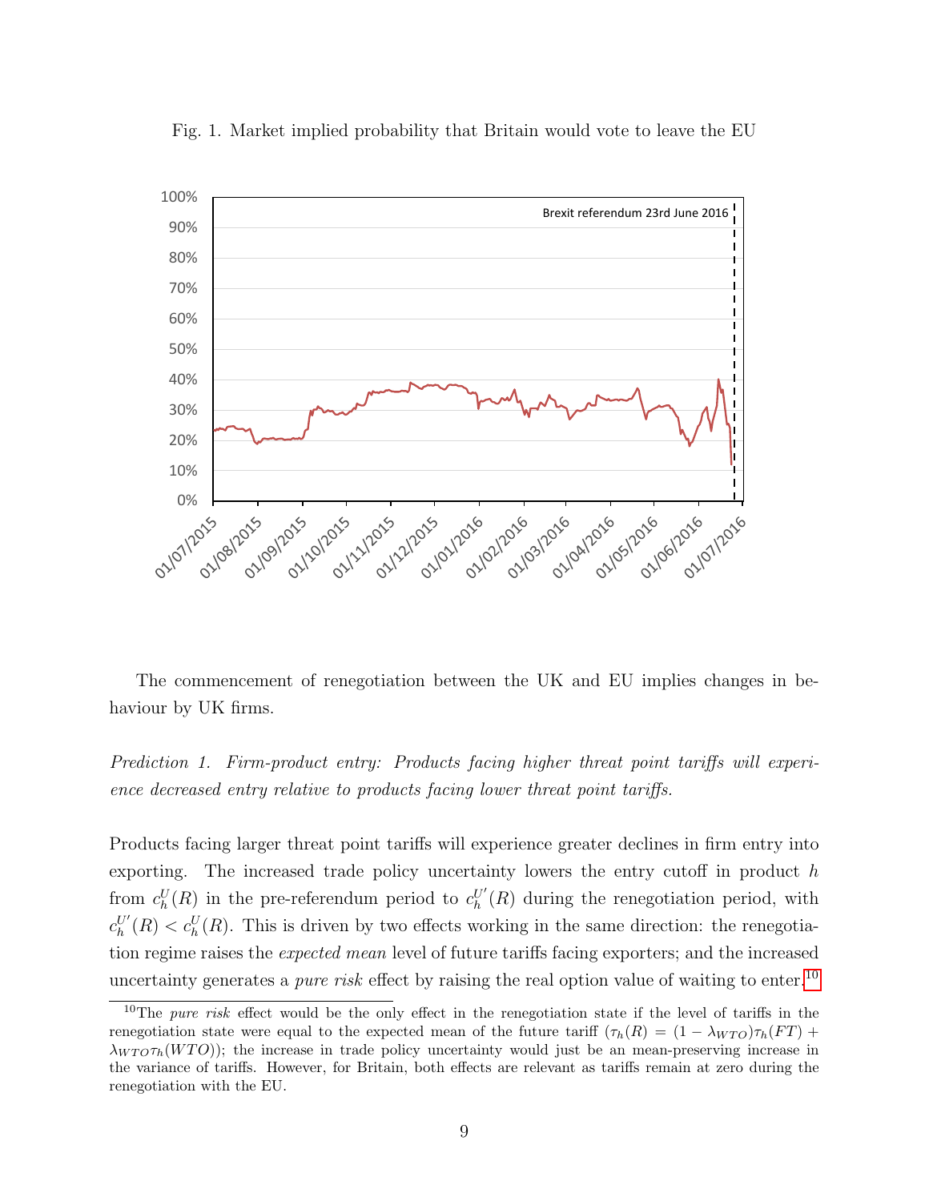Fig. 1. Market implied probability that Britain would vote to leave the EU

100%
90%
80%
70%
60%
50%
40%
30%
20%
10%
0%

Brexit referendum 23rd June 2016

01/07/2015 01/08/2015 01/09/2015 01/10/2015 01/11/2015 01/12/2015 01/01/2016 01/02/2016 01/03/2016 01/04/2016 01/05/2016 01/06/2016 01/07/2016

The commencement of renegotiation between the UK and EU implies changes in behaviour by UK firms.

*Prediction 1. Firm-product entry: Products facing higher threat point tariffs will experience decreased entry relative to products facing lower threat point tariffs.*

Products facing larger threat point tariffs will experience greater declines in firm entry into exporting. The increased trade policy uncertainty lowers the entry cutoff in product $h$ from $c_h^U(R)$ in the pre-referendum period to $c_h^{U'}(R)$ during the renegotiation period, with $c_h^{U'}(R) < c_h^U(R)$. This is driven by two effects working in the same direction: the renegotiation regime raises the *expected mean* level of future tariffs facing exporters; and the increased uncertainty generates a *pure risk* effect by raising the real option value of waiting to enter.[10]

[10] The *pure risk* effect would be the only effect in the renegotiation state if the level of tariffs in the renegotiation state were equal to the expected mean of the future tariff ($\tau_h(R) = (1 - \lambda_{WTO})\tau_h(FT) + \lambda_{WTO}\tau_h(WTO)$); the increase in trade policy uncertainty would just be an mean-preserving increase in the variance of tariffs. However, for Britain, both effects are relevant as tariffs remain at zero during the renegotiation with the EU.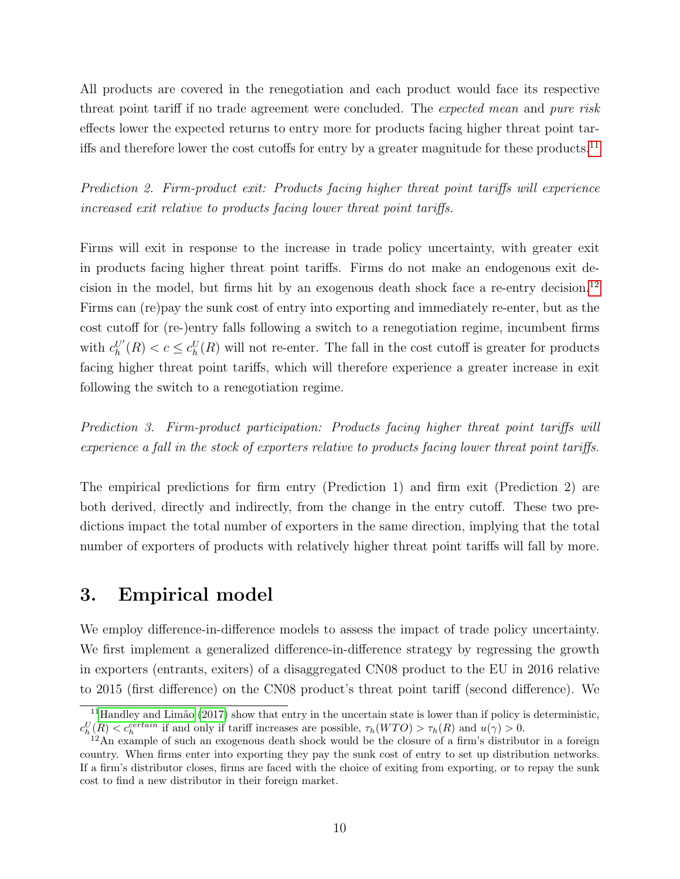All products are covered in the renegotiation and each product would face its respective threat point tariff if no trade agreement were concluded. The *expected mean* and *pure risk* effects lower the expected returns to entry more for products facing higher threat point tariffs and therefore lower the cost cutoffs for entry by a greater magnitude for these products.[11]

*Prediction 2. Firm-product exit: Products facing higher threat point tariffs will experience increased exit relative to products facing lower threat point tariffs.*

Firms will exit in response to the increase in trade policy uncertainty, with greater exit in products facing higher threat point tariffs. Firms do not make an endogenous exit decision in the model, but firms hit by an exogenous death shock face a re-entry decision.[12] Firms can (re)pay the sunk cost of entry into exporting and immediately re-enter, but as the cost cutoff for (re-)entry falls following a switch to a renegotiation regime, incumbent firms with $c_h^{U'}(R) < c \leq c_h^U(R)$ will not re-enter. The fall in the cost cutoff is greater for products facing higher threat point tariffs, which will therefore experience a greater increase in exit following the switch to a renegotiation regime.

*Prediction 3. Firm-product participation: Products facing higher threat point tariffs will experience a fall in the stock of exporters relative to products facing lower threat point tariffs.*

The empirical predictions for firm entry (Prediction 1) and firm exit (Prediction 2) are both derived, directly and indirectly, from the change in the entry cutoff. These two predictions impact the total number of exporters in the same direction, implying that the total number of exporters of products with relatively higher threat point tariffs will fall by more.

# 3. Empirical model

We employ difference-in-difference models to assess the impact of trade policy uncertainty. We first implement a generalized difference-in-difference strategy by regressing the growth in exporters (entrants, exiters) of a disaggregated CN08 product to the EU in 2016 relative to 2015 (first difference) on the CN08 product's threat point tariff (second difference). We

---

[11] Handley and Limão (2017) show that entry in the uncertain state is lower than if policy is deterministic, $c_h^U(R) < c_h^{certain}$ if and only if tariff increases are possible, $\tau_h(WTO) > \tau_h(R)$ and $u(\gamma) > 0$.

[12] An example of such an exogenous death shock would be the closure of a firm's distributor in a foreign country. When firms enter into exporting they pay the sunk cost of entry to set up distribution networks. If a firm's distributor closes, firms are faced with the choice of exiting from exporting, or to repay the sunk cost to find a new distributor in their foreign market.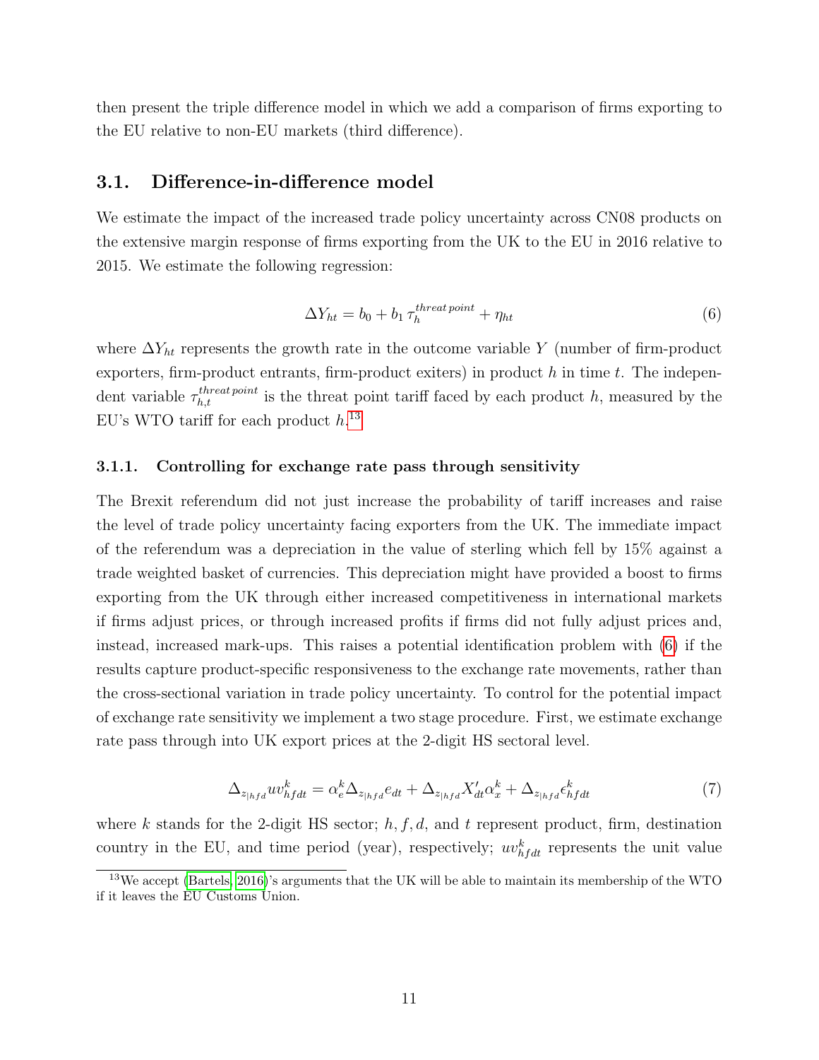then present the triple difference model in which we add a comparison of firms exporting to the EU relative to non-EU markets (third difference).

## 3.1. Difference-in-difference model

We estimate the impact of the increased trade policy uncertainty across CN08 products on the extensive margin response of firms exporting from the UK to the EU in 2016 relative to 2015. We estimate the following regression:

$$\Delta Y_{ht} = b_0 + b_1\, \tau_h^{threat\, point} + \eta_{ht} \tag{6}$$

where $\Delta Y_{ht}$ represents the growth rate in the outcome variable $Y$ (number of firm-product exporters, firm-product entrants, firm-product exiters) in product $h$ in time $t$. The independent variable $\tau_{h,t}^{threat\, point}$ is the threat point tariff faced by each product $h$, measured by the EU's WTO tariff for each product $h$.[13]

### 3.1.1. Controlling for exchange rate pass through sensitivity

The Brexit referendum did not just increase the probability of tariff increases and raise the level of trade policy uncertainty facing exporters from the UK. The immediate impact of the referendum was a depreciation in the value of sterling which fell by 15% against a trade weighted basket of currencies. This depreciation might have provided a boost to firms exporting from the UK through either increased competitiveness in international markets if firms adjust prices, or through increased profits if firms did not fully adjust prices and, instead, increased mark-ups. This raises a potential identification problem with (6) if the results capture product-specific responsiveness to the exchange rate movements, rather than the cross-sectional variation in trade policy uncertainty. To control for the potential impact of exchange rate sensitivity we implement a two stage procedure. First, we estimate exchange rate pass through into UK export prices at the 2-digit HS sectoral level.

$$\Delta_{z|hfd} uv_{hfdt}^k = \alpha_e^k \Delta_{z|hfd} e_{dt} + \Delta_{z|hfd} X_{dt}' \alpha_x^k + \Delta_{z|hfd} \epsilon_{hfdt}^k \tag{7}$$

where $k$ stands for the 2-digit HS sector; $h, f, d$, and $t$ represent product, firm, destination country in the EU, and time period (year), respectively; $uv_{hfdt}^k$ represents the unit value

[13] We accept (Bartels, 2016)'s arguments that the UK will be able to maintain its membership of the WTO if it leaves the EU Customs Union.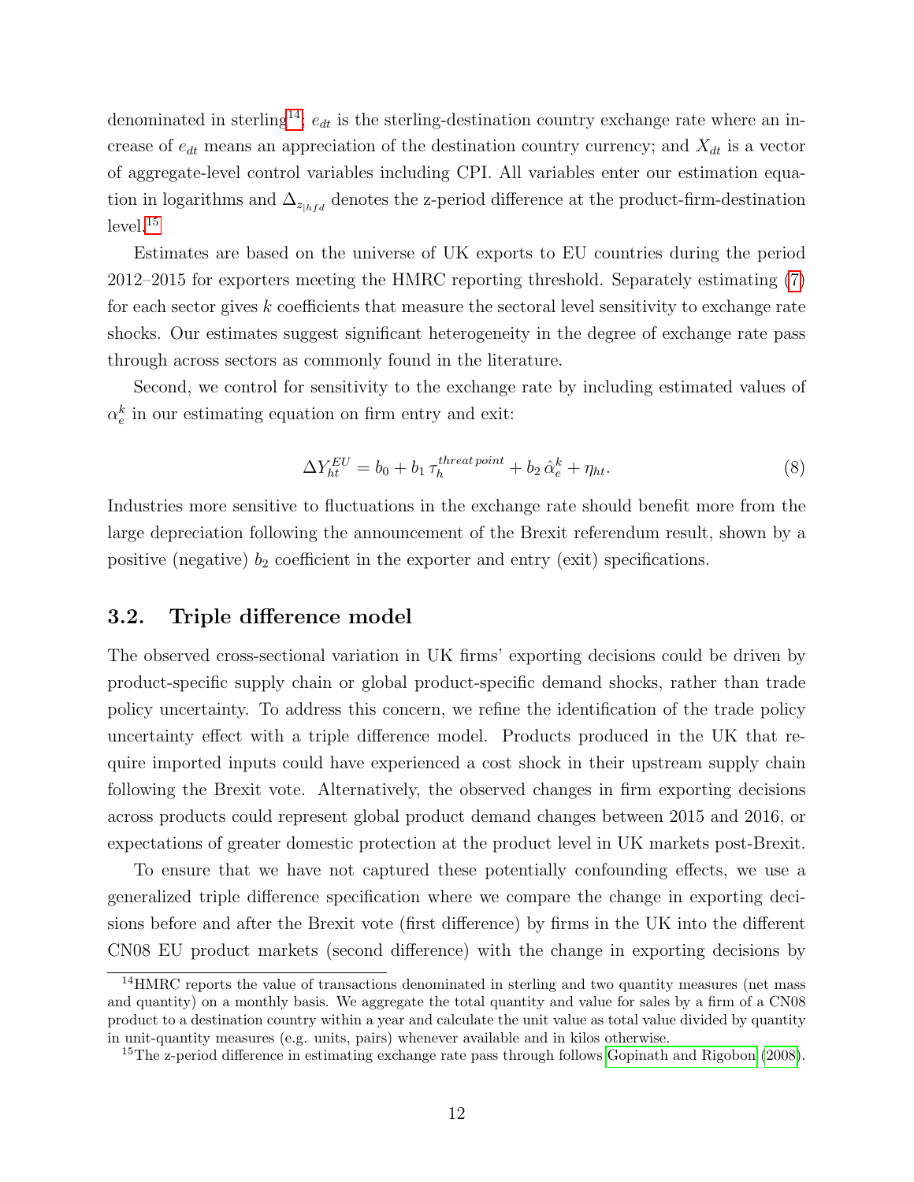denominated in sterling[14]; $e_{dt}$ is the sterling-destination country exchange rate where an increase of $e_{dt}$ means an appreciation of the destination country currency; and $X_{dt}$ is a vector of aggregate-level control variables including CPI. All variables enter our estimation equation in logarithms and $\Delta_{z_{|hfd}}$ denotes the z-period difference at the product-firm-destination level.[15]

Estimates are based on the universe of UK exports to EU countries during the period 2012–2015 for exporters meeting the HMRC reporting threshold. Separately estimating (7) for each sector gives $k$ coefficients that measure the sectoral level sensitivity to exchange rate shocks. Our estimates suggest significant heterogeneity in the degree of exchange rate pass through across sectors as commonly found in the literature.

Second, we control for sensitivity to the exchange rate by including estimated values of $\alpha_e^k$ in our estimating equation on firm entry and exit:

$$\Delta Y_{ht}^{EU} = b_0 + b_1\,\tau_h^{threat\,point} + b_2\,\hat{\alpha}_e^k + \eta_{ht}. \tag{8}$$

Industries more sensitive to fluctuations in the exchange rate should benefit more from the large depreciation following the announcement of the Brexit referendum result, shown by a positive (negative) $b_2$ coefficient in the exporter and entry (exit) specifications.

## 3.2. Triple difference model

The observed cross-sectional variation in UK firms' exporting decisions could be driven by product-specific supply chain or global product-specific demand shocks, rather than trade policy uncertainty. To address this concern, we refine the identification of the trade policy uncertainty effect with a triple difference model. Products produced in the UK that require imported inputs could have experienced a cost shock in their upstream supply chain following the Brexit vote. Alternatively, the observed changes in firm exporting decisions across products could represent global product demand changes between 2015 and 2016, or expectations of greater domestic protection at the product level in UK markets post-Brexit.

To ensure that we have not captured these potentially confounding effects, we use a generalized triple difference specification where we compare the change in exporting decisions before and after the Brexit vote (first difference) by firms in the UK into the different CN08 EU product markets (second difference) with the change in exporting decisions by

[14] HMRC reports the value of transactions denominated in sterling and two quantity measures (net mass and quantity) on a monthly basis. We aggregate the total quantity and value for sales by a firm of a CN08 product to a destination country within a year and calculate the unit value as total value divided by quantity in unit-quantity measures (e.g. units, pairs) whenever available and in kilos otherwise.

[15] The z-period difference in estimating exchange rate pass through follows Gopinath and Rigobon (2008).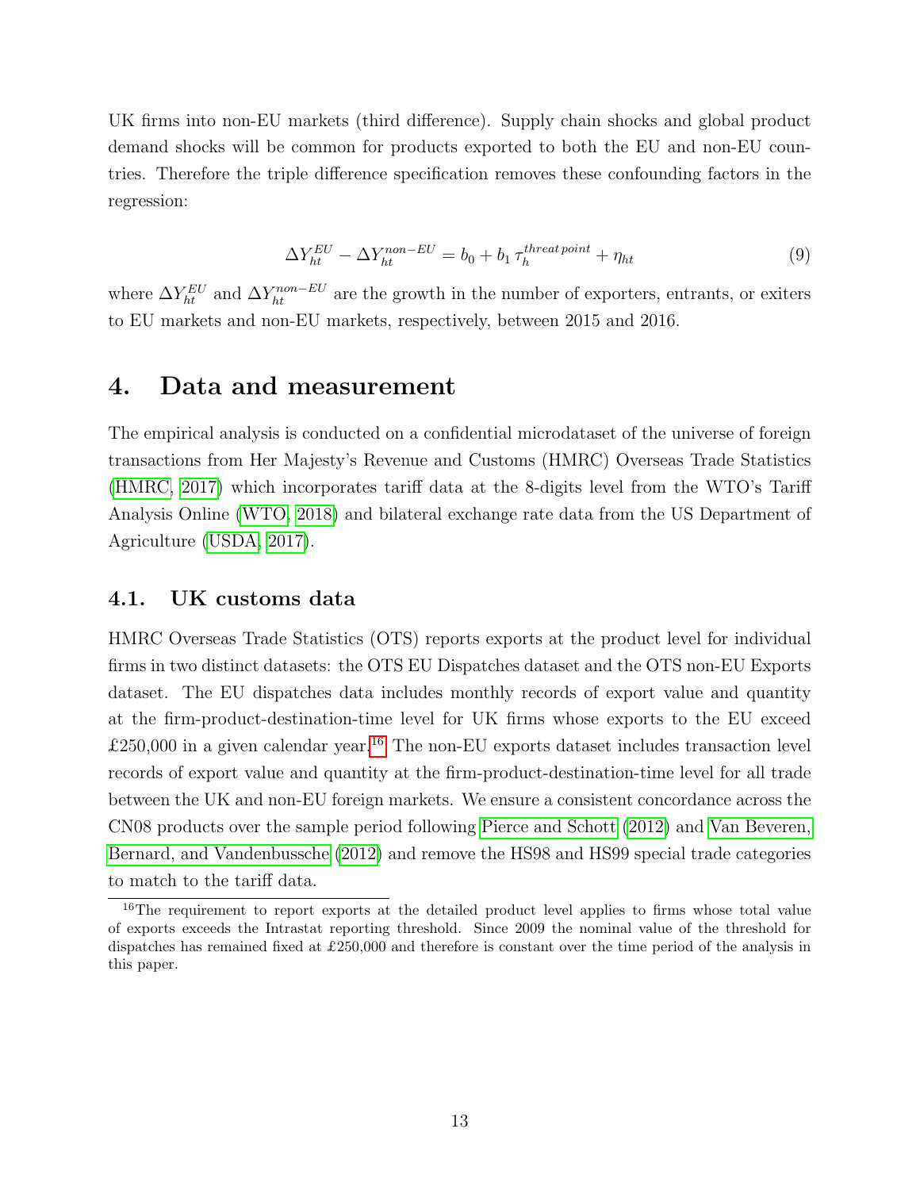UK firms into non-EU markets (third difference). Supply chain shocks and global product demand shocks will be common for products exported to both the EU and non-EU countries. Therefore the triple difference specification removes these confounding factors in the regression:

$$\Delta Y_{ht}^{EU} - \Delta Y_{ht}^{non-EU} = b_0 + b_1 \, \tau_h^{threat\,point} + \eta_{ht} \tag{9}$$

where $\Delta Y_{ht}^{EU}$ and $\Delta Y_{ht}^{non-EU}$ are the growth in the number of exporters, entrants, or exiters to EU markets and non-EU markets, respectively, between 2015 and 2016.

## 4. Data and measurement

The empirical analysis is conducted on a confidential microdataset of the universe of foreign transactions from Her Majesty's Revenue and Customs (HMRC) Overseas Trade Statistics (HMRC, 2017) which incorporates tariff data at the 8-digits level from the WTO's Tariff Analysis Online (WTO, 2018) and bilateral exchange rate data from the US Department of Agriculture (USDA, 2017).

### 4.1. UK customs data

HMRC Overseas Trade Statistics (OTS) reports exports at the product level for individual firms in two distinct datasets: the OTS EU Dispatches dataset and the OTS non-EU Exports dataset. The EU dispatches data includes monthly records of export value and quantity at the firm-product-destination-time level for UK firms whose exports to the EU exceed £250,000 in a given calendar year.[16] The non-EU exports dataset includes transaction level records of export value and quantity at the firm-product-destination-time level for all trade between the UK and non-EU foreign markets. We ensure a consistent concordance across the CN08 products over the sample period following Pierce and Schott (2012) and Van Beveren, Bernard, and Vandenbussche (2012) and remove the HS98 and HS99 special trade categories to match to the tariff data.

[16] The requirement to report exports at the detailed product level applies to firms whose total value of exports exceeds the Intrastat reporting threshold. Since 2009 the nominal value of the threshold for dispatches has remained fixed at £250,000 and therefore is constant over the time period of the analysis in this paper.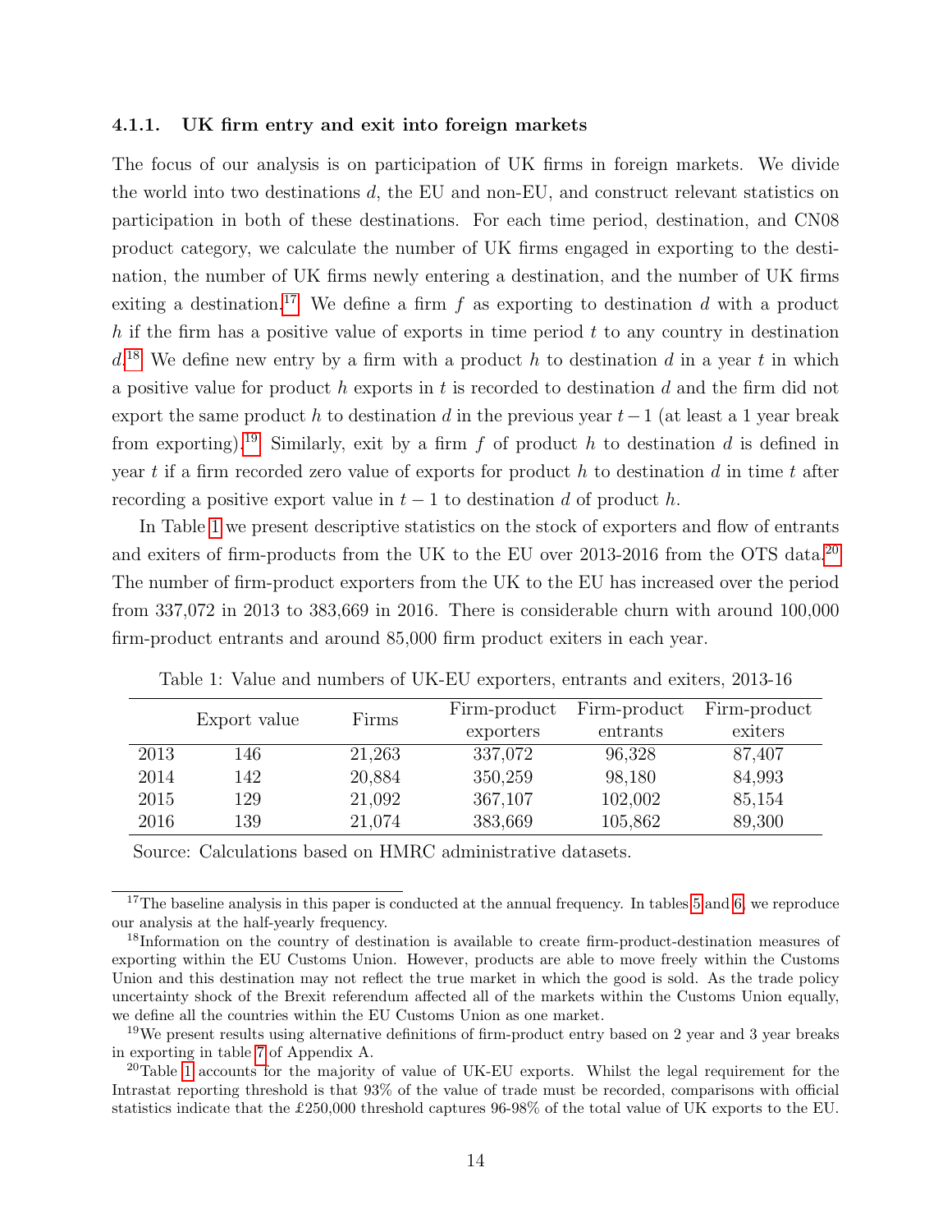#### 4.1.1. UK firm entry and exit into foreign markets

The focus of our analysis is on participation of UK firms in foreign markets. We divide the world into two destinations $d$, the EU and non-EU, and construct relevant statistics on participation in both of these destinations. For each time period, destination, and CN08 product category, we calculate the number of UK firms engaged in exporting to the destination, the number of UK firms newly entering a destination, and the number of UK firms exiting a destination.[17] We define a firm $f$ as exporting to destination $d$ with a product $h$ if the firm has a positive value of exports in time period $t$ to any country in destination $d$.[18] We define new entry by a firm with a product $h$ to destination $d$ in a year $t$ in which a positive value for product $h$ exports in $t$ is recorded to destination $d$ and the firm did not export the same product $h$ to destination $d$ in the previous year $t-1$ (at least a 1 year break from exporting).[19] Similarly, exit by a firm $f$ of product $h$ to destination $d$ is defined in year $t$ if a firm recorded zero value of exports for product $h$ to destination $d$ in time $t$ after recording a positive export value in $t-1$ to destination $d$ of product $h$.

In Table 1 we present descriptive statistics on the stock of exporters and flow of entrants and exiters of firm-products from the UK to the EU over 2013-2016 from the OTS data.[20] The number of firm-product exporters from the UK to the EU has increased over the period from 337,072 in 2013 to 383,669 in 2016. There is considerable churn with around 100,000 firm-product entrants and around 85,000 firm product exiters in each year.

Table 1: Value and numbers of UK-EU exporters, entrants and exiters, 2013-16

| | Export value | Firms | Firm-product exporters | Firm-product entrants | Firm-product exiters |
|---|---|---|---|---|---|
| 2013 | 146 | 21,263 | 337,072 | 96,328 | 87,407 |
| 2014 | 142 | 20,884 | 350,259 | 98,180 | 84,993 |
| 2015 | 129 | 21,092 | 367,107 | 102,002 | 85,154 |
| 2016 | 139 | 21,074 | 383,669 | 105,862 | 89,300 |

Source: Calculations based on HMRC administrative datasets.

[17] The baseline analysis in this paper is conducted at the annual frequency. In tables 5 and 6, we reproduce our analysis at the half-yearly frequency.

[18] Information on the country of destination is available to create firm-product-destination measures of exporting within the EU Customs Union. However, products are able to move freely within the Customs Union and this destination may not reflect the true market in which the good is sold. As the trade policy uncertainty shock of the Brexit referendum affected all of the markets within the Customs Union equally, we define all the countries within the EU Customs Union as one market.

[19] We present results using alternative definitions of firm-product entry based on 2 year and 3 year breaks in exporting in table 7 of Appendix A.

[20] Table 1 accounts for the majority of value of UK-EU exports. Whilst the legal requirement for the Intrastat reporting threshold is that 93% of the value of trade must be recorded, comparisons with official statistics indicate that the £250,000 threshold captures 96-98% of the total value of UK exports to the EU.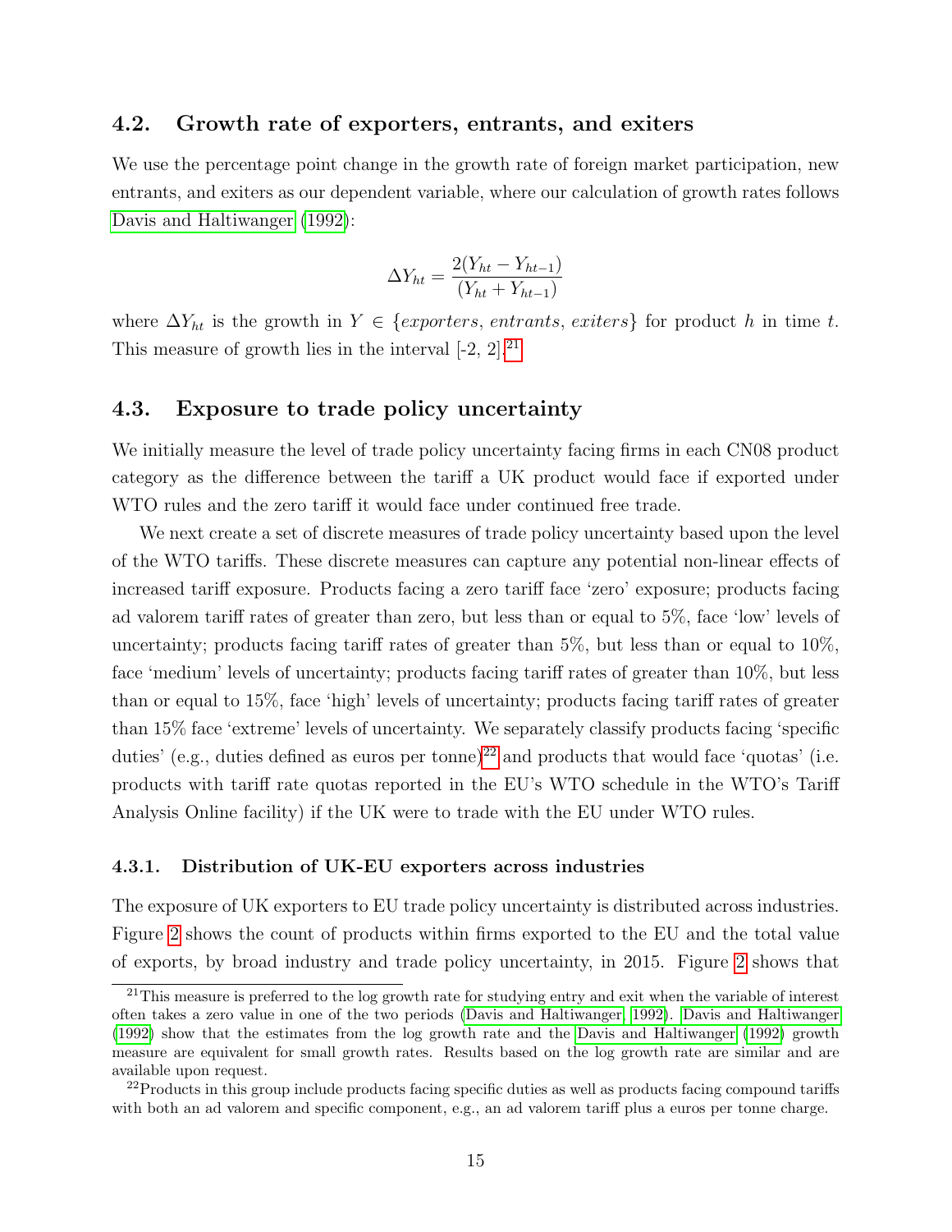## 4.2. Growth rate of exporters, entrants, and exiters

We use the percentage point change in the growth rate of foreign market participation, new entrants, and exiters as our dependent variable, where our calculation of growth rates follows Davis and Haltiwanger (1992):

$$\Delta Y_{ht} = \frac{2(Y_{ht} - Y_{ht-1})}{(Y_{ht} + Y_{ht-1})}$$

where $\Delta Y_{ht}$ is the growth in $Y \in \{exporters, entrants, exiters\}$ for product $h$ in time $t$. This measure of growth lies in the interval [-2, 2].[21]

## 4.3. Exposure to trade policy uncertainty

We initially measure the level of trade policy uncertainty facing firms in each CN08 product category as the difference between the tariff a UK product would face if exported under WTO rules and the zero tariff it would face under continued free trade.

We next create a set of discrete measures of trade policy uncertainty based upon the level of the WTO tariffs. These discrete measures can capture any potential non-linear effects of increased tariff exposure. Products facing a zero tariff face 'zero' exposure; products facing ad valorem tariff rates of greater than zero, but less than or equal to 5%, face 'low' levels of uncertainty; products facing tariff rates of greater than 5%, but less than or equal to 10%, face 'medium' levels of uncertainty; products facing tariff rates of greater than 10%, but less than or equal to 15%, face 'high' levels of uncertainty; products facing tariff rates of greater than 15% face 'extreme' levels of uncertainty. We separately classify products facing 'specific duties' (e.g., duties defined as euros per tonne)[22] and products that would face 'quotas' (i.e. products with tariff rate quotas reported in the EU's WTO schedule in the WTO's Tariff Analysis Online facility) if the UK were to trade with the EU under WTO rules.

### 4.3.1. Distribution of UK-EU exporters across industries

The exposure of UK exporters to EU trade policy uncertainty is distributed across industries. Figure 2 shows the count of products within firms exported to the EU and the total value of exports, by broad industry and trade policy uncertainty, in 2015. Figure 2 shows that

[21] This measure is preferred to the log growth rate for studying entry and exit when the variable of interest often takes a zero value in one of the two periods (Davis and Haltiwanger, 1992). Davis and Haltiwanger (1992) show that the estimates from the log growth rate and the Davis and Haltiwanger (1992) growth measure are equivalent for small growth rates. Results based on the log growth rate are similar and are available upon request.

[22] Products in this group include products facing specific duties as well as products facing compound tariffs with both an ad valorem and specific component, e.g., an ad valorem tariff plus a euros per tonne charge.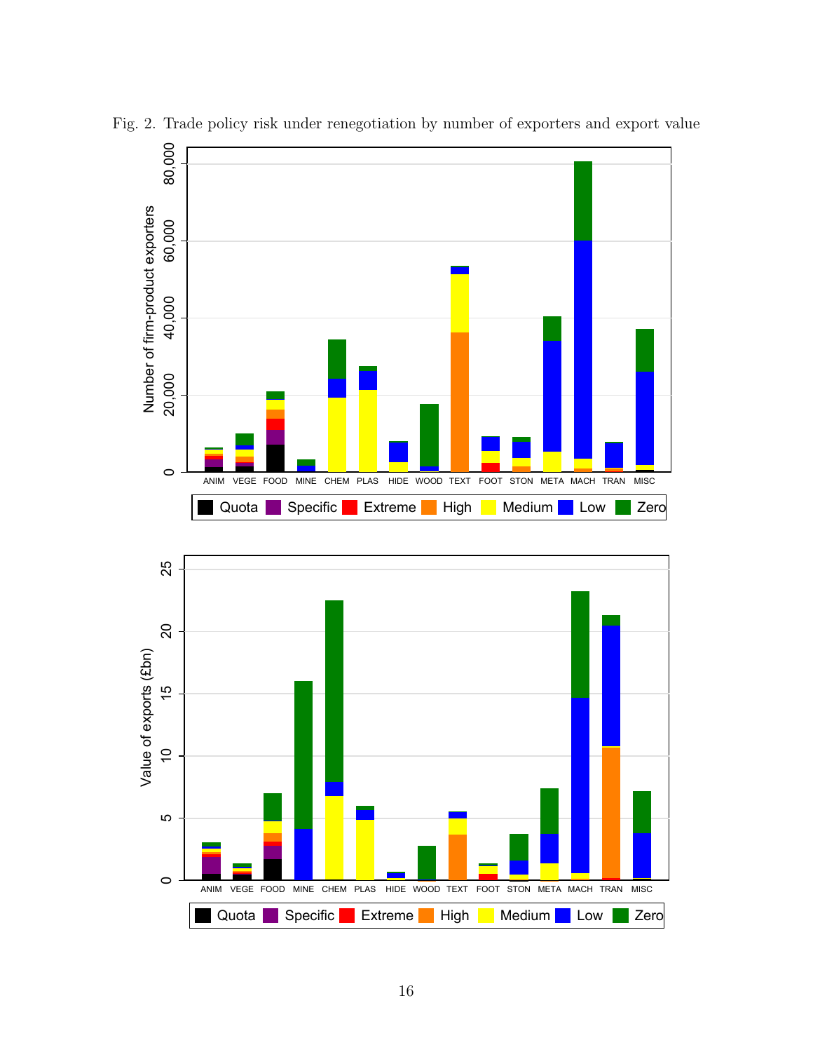Fig. 2. Trade policy risk under renegotiation by number of exporters and export value

Number of firm-product exporters

0
20,000
40,000
60,000
80,000

ANIM VEGE FOOD MINE CHEM PLAS HIDE WOOD TEXT FOOT STON META MACH TRAN MISC

Quota Specific Extreme High Medium Low Zero

Value of exports (£bn)

0
5
10
15
20
25

ANIM VEGE FOOD MINE CHEM PLAS HIDE WOOD TEXT FOOT STON META MACH TRAN MISC

Quota Specific Extreme High Medium Low Zero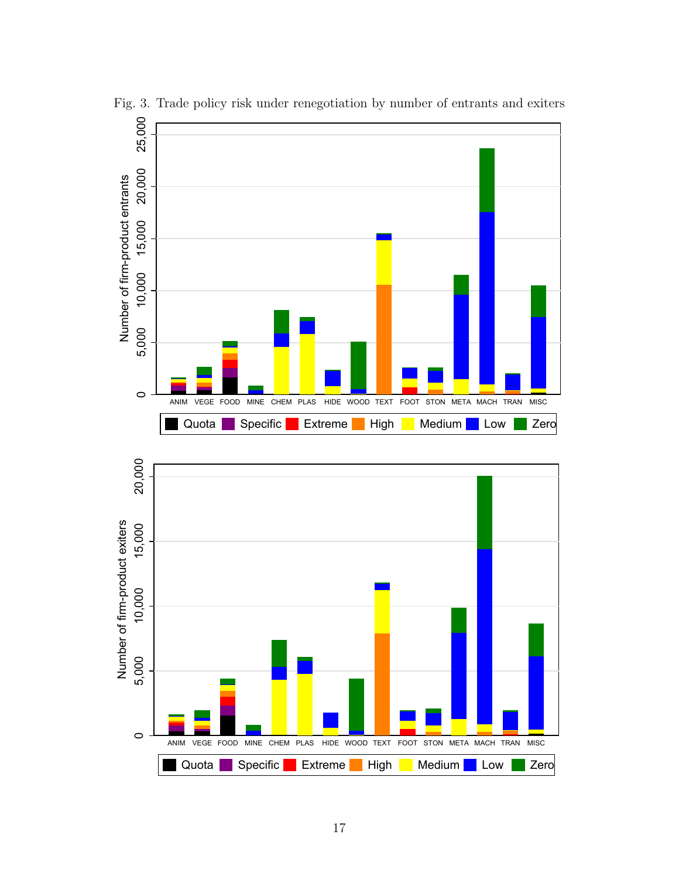Fig. 3. Trade policy risk under renegotiation by number of entrants and exiters

Number of firm-product entrants

0
5,000
10,000
15,000
20,000
25,000

ANIM VEGE FOOD MINE CHEM PLAS HIDE WOOD TEXT FOOT STON META MACH TRAN MISC

Quota Specific Extreme High Medium Low Zero

Number of firm-product exiters

0
5,000
10,000
15,000
20,000

ANIM VEGE FOOD MINE CHEM PLAS HIDE WOOD TEXT FOOT STON META MACH TRAN MISC

Quota Specific Extreme High Medium Low Zero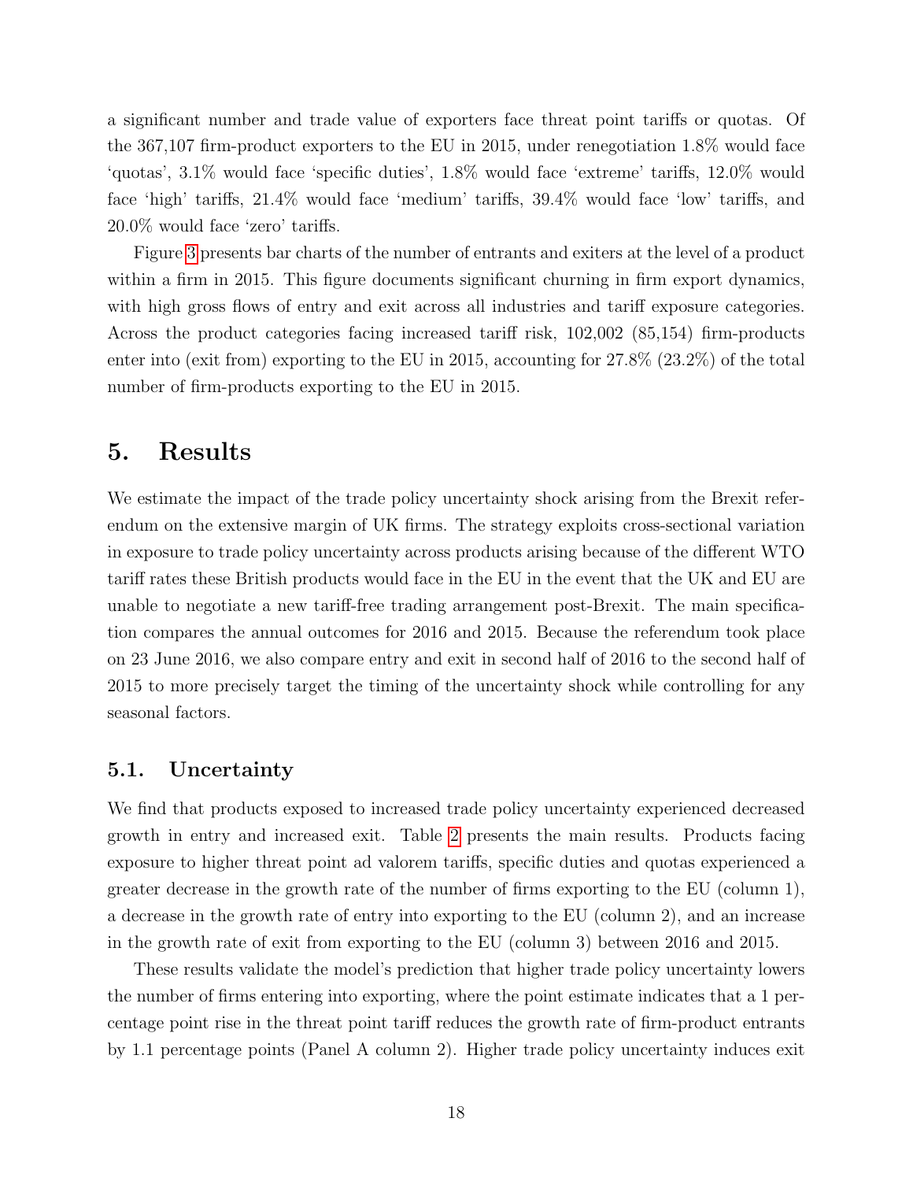a significant number and trade value of exporters face threat point tariffs or quotas. Of the 367,107 firm-product exporters to the EU in 2015, under renegotiation 1.8% would face 'quotas', 3.1% would face 'specific duties', 1.8% would face 'extreme' tariffs, 12.0% would face 'high' tariffs, 21.4% would face 'medium' tariffs, 39.4% would face 'low' tariffs, and 20.0% would face 'zero' tariffs.

Figure 3 presents bar charts of the number of entrants and exiters at the level of a product within a firm in 2015. This figure documents significant churning in firm export dynamics, with high gross flows of entry and exit across all industries and tariff exposure categories. Across the product categories facing increased tariff risk, 102,002 (85,154) firm-products enter into (exit from) exporting to the EU in 2015, accounting for 27.8% (23.2%) of the total number of firm-products exporting to the EU in 2015.

# 5. Results

We estimate the impact of the trade policy uncertainty shock arising from the Brexit referendum on the extensive margin of UK firms. The strategy exploits cross-sectional variation in exposure to trade policy uncertainty across products arising because of the different WTO tariff rates these British products would face in the EU in the event that the UK and EU are unable to negotiate a new tariff-free trading arrangement post-Brexit. The main specification compares the annual outcomes for 2016 and 2015. Because the referendum took place on 23 June 2016, we also compare entry and exit in second half of 2016 to the second half of 2015 to more precisely target the timing of the uncertainty shock while controlling for any seasonal factors.

## 5.1. Uncertainty

We find that products exposed to increased trade policy uncertainty experienced decreased growth in entry and increased exit. Table 2 presents the main results. Products facing exposure to higher threat point ad valorem tariffs, specific duties and quotas experienced a greater decrease in the growth rate of the number of firms exporting to the EU (column 1), a decrease in the growth rate of entry into exporting to the EU (column 2), and an increase in the growth rate of exit from exporting to the EU (column 3) between 2016 and 2015.

These results validate the model's prediction that higher trade policy uncertainty lowers the number of firms entering into exporting, where the point estimate indicates that a 1 percentage point rise in the threat point tariff reduces the growth rate of firm-product entrants by 1.1 percentage points (Panel A column 2). Higher trade policy uncertainty induces exit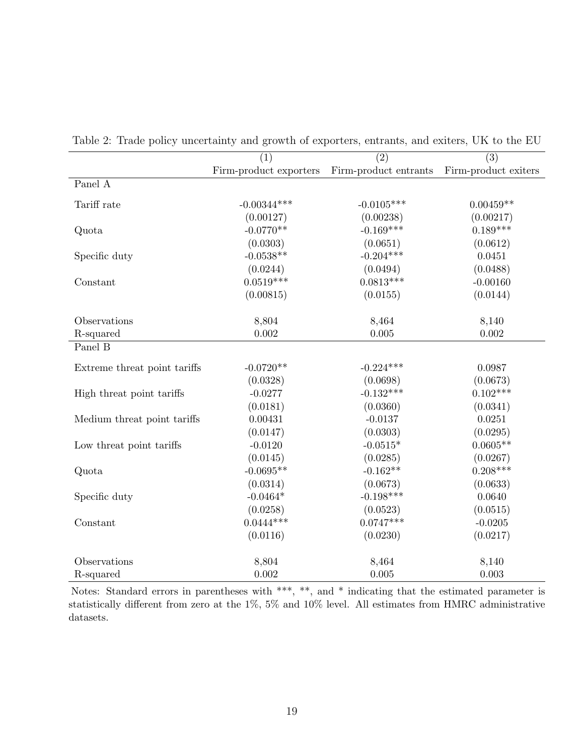Table 2: Trade policy uncertainty and growth of exporters, entrants, and exiters, UK to the EU

| | (1) | (2) | (3) |
|---|---|---|---|
| | Firm-product exporters | Firm-product entrants | Firm-product exiters |
| Panel A | | | |
| Tariff rate | -0.00344*** | -0.0105*** | 0.00459** |
| | (0.00127) | (0.00238) | (0.00217) |
| Quota | -0.0770** | -0.169*** | 0.189*** |
| | (0.0303) | (0.0651) | (0.0612) |
| Specific duty | -0.0538** | -0.204*** | 0.0451 |
| | (0.0244) | (0.0494) | (0.0488) |
| Constant | 0.0519*** | 0.0813*** | -0.00160 |
| | (0.00815) | (0.0155) | (0.0144) |
| Observations | 8,804 | 8,464 | 8,140 |
| R-squared | 0.002 | 0.005 | 0.002 |
| Panel B | | | |
| Extreme threat point tariffs | -0.0720** | -0.224*** | 0.0987 |
| | (0.0328) | (0.0698) | (0.0673) |
| High threat point tariffs | -0.0277 | -0.132*** | 0.102*** |
| | (0.0181) | (0.0360) | (0.0341) |
| Medium threat point tariffs | 0.00431 | -0.0137 | 0.0251 |
| | (0.0147) | (0.0303) | (0.0295) |
| Low threat point tariffs | -0.0120 | -0.0515* | 0.0605** |
| | (0.0145) | (0.0285) | (0.0267) |
| Quota | -0.0695** | -0.162** | 0.208*** |
| | (0.0314) | (0.0673) | (0.0633) |
| Specific duty | -0.0464* | -0.198*** | 0.0640 |
| | (0.0258) | (0.0523) | (0.0515) |
| Constant | 0.0444*** | 0.0747*** | -0.0205 |
| | (0.0116) | (0.0230) | (0.0217) |
| Observations | 8,804 | 8,464 | 8,140 |
| R-squared | 0.002 | 0.005 | 0.003 |

Notes: Standard errors in parentheses with ***, **, and * indicating that the estimated parameter is statistically different from zero at the 1%, 5% and 10% level. All estimates from HMRC administrative datasets.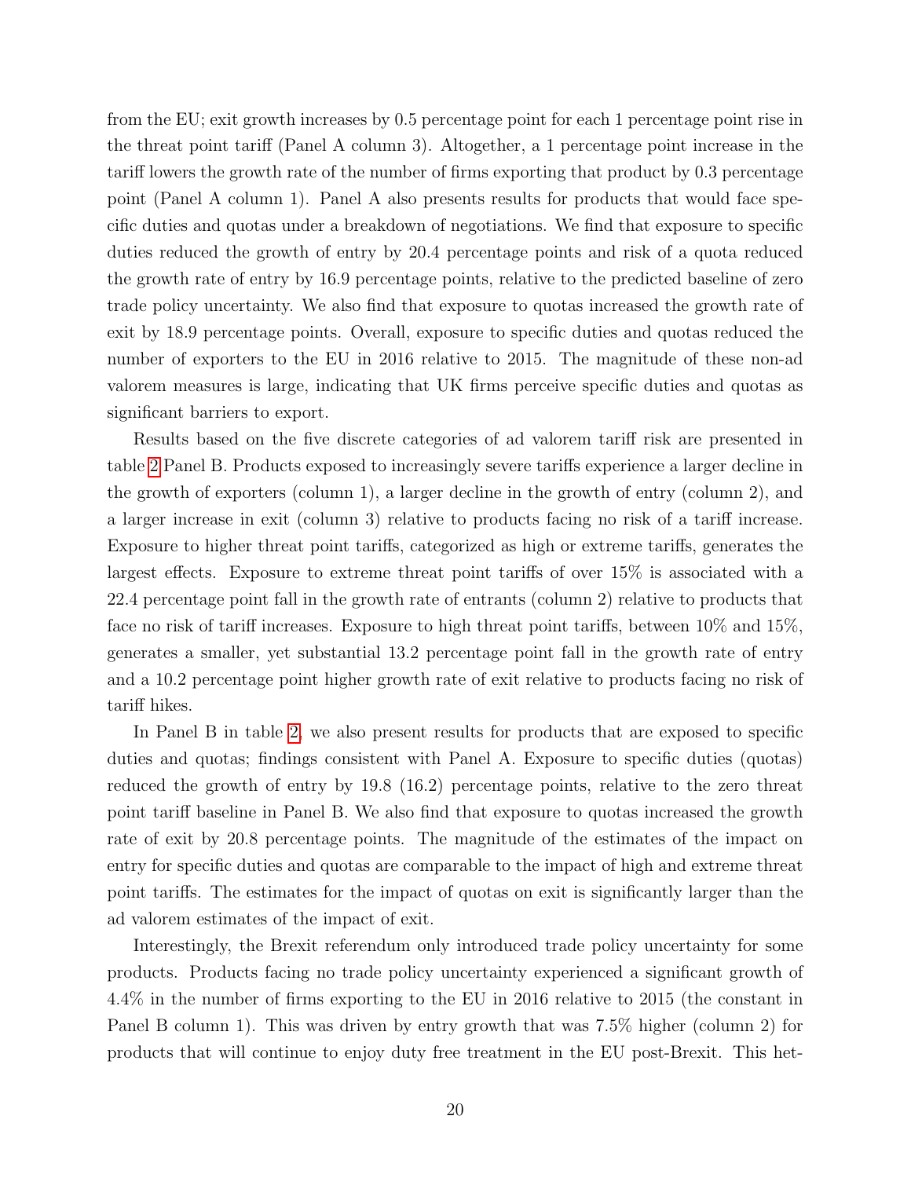from the EU; exit growth increases by 0.5 percentage point for each 1 percentage point rise in the threat point tariff (Panel A column 3). Altogether, a 1 percentage point increase in the tariff lowers the growth rate of the number of firms exporting that product by 0.3 percentage point (Panel A column 1). Panel A also presents results for products that would face specific duties and quotas under a breakdown of negotiations. We find that exposure to specific duties reduced the growth of entry by 20.4 percentage points and risk of a quota reduced the growth rate of entry by 16.9 percentage points, relative to the predicted baseline of zero trade policy uncertainty. We also find that exposure to quotas increased the growth rate of exit by 18.9 percentage points. Overall, exposure to specific duties and quotas reduced the number of exporters to the EU in 2016 relative to 2015. The magnitude of these non-ad valorem measures is large, indicating that UK firms perceive specific duties and quotas as significant barriers to export.

Results based on the five discrete categories of ad valorem tariff risk are presented in table 2 Panel B. Products exposed to increasingly severe tariffs experience a larger decline in the growth of exporters (column 1), a larger decline in the growth of entry (column 2), and a larger increase in exit (column 3) relative to products facing no risk of a tariff increase. Exposure to higher threat point tariffs, categorized as high or extreme tariffs, generates the largest effects. Exposure to extreme threat point tariffs of over 15% is associated with a 22.4 percentage point fall in the growth rate of entrants (column 2) relative to products that face no risk of tariff increases. Exposure to high threat point tariffs, between 10% and 15%, generates a smaller, yet substantial 13.2 percentage point fall in the growth rate of entry and a 10.2 percentage point higher growth rate of exit relative to products facing no risk of tariff hikes.

In Panel B in table 2, we also present results for products that are exposed to specific duties and quotas; findings consistent with Panel A. Exposure to specific duties (quotas) reduced the growth of entry by 19.8 (16.2) percentage points, relative to the zero threat point tariff baseline in Panel B. We also find that exposure to quotas increased the growth rate of exit by 20.8 percentage points. The magnitude of the estimates of the impact on entry for specific duties and quotas are comparable to the impact of high and extreme threat point tariffs. The estimates for the impact of quotas on exit is significantly larger than the ad valorem estimates of the impact of exit.

Interestingly, the Brexit referendum only introduced trade policy uncertainty for some products. Products facing no trade policy uncertainty experienced a significant growth of 4.4% in the number of firms exporting to the EU in 2016 relative to 2015 (the constant in Panel B column 1). This was driven by entry growth that was 7.5% higher (column 2) for products that will continue to enjoy duty free treatment in the EU post-Brexit. This het-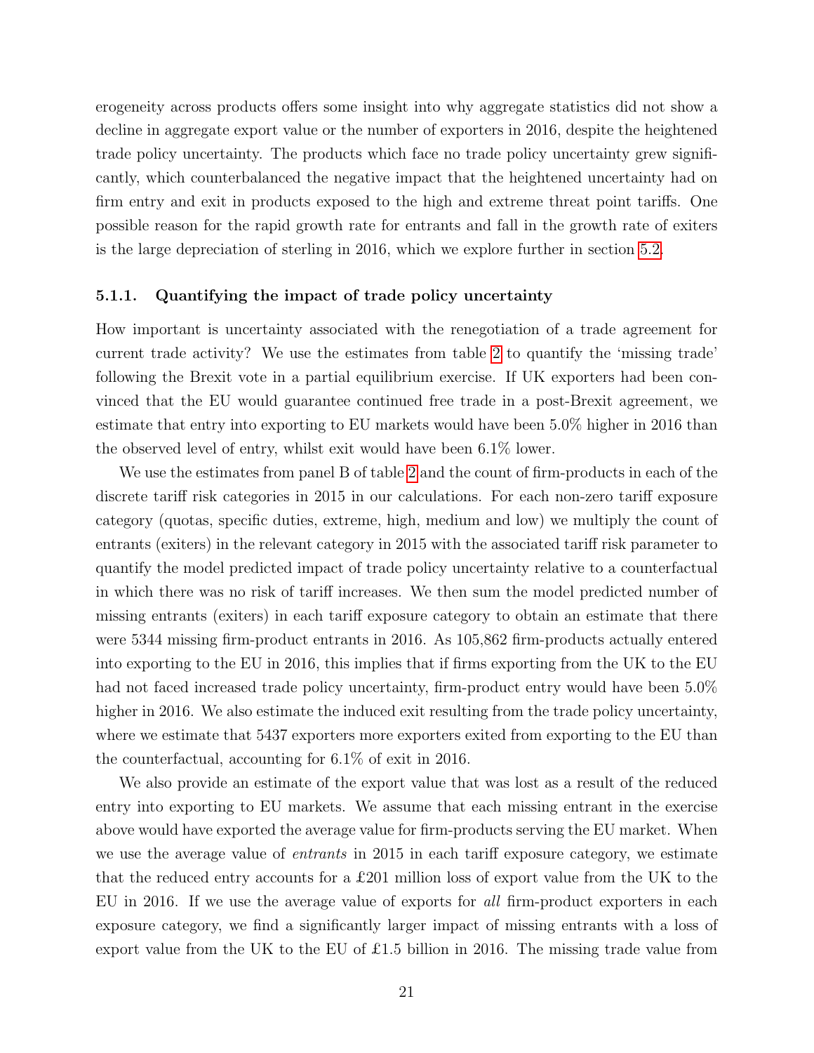erogeneity across products offers some insight into why aggregate statistics did not show a decline in aggregate export value or the number of exporters in 2016, despite the heightened trade policy uncertainty. The products which face no trade policy uncertainty grew significantly, which counterbalanced the negative impact that the heightened uncertainty had on firm entry and exit in products exposed to the high and extreme threat point tariffs. One possible reason for the rapid growth rate for entrants and fall in the growth rate of exiters is the large depreciation of sterling in 2016, which we explore further in section 5.2.

### 5.1.1. Quantifying the impact of trade policy uncertainty

How important is uncertainty associated with the renegotiation of a trade agreement for current trade activity? We use the estimates from table 2 to quantify the 'missing trade' following the Brexit vote in a partial equilibrium exercise. If UK exporters had been convinced that the EU would guarantee continued free trade in a post-Brexit agreement, we estimate that entry into exporting to EU markets would have been 5.0% higher in 2016 than the observed level of entry, whilst exit would have been 6.1% lower.

We use the estimates from panel B of table 2 and the count of firm-products in each of the discrete tariff risk categories in 2015 in our calculations. For each non-zero tariff exposure category (quotas, specific duties, extreme, high, medium and low) we multiply the count of entrants (exiters) in the relevant category in 2015 with the associated tariff risk parameter to quantify the model predicted impact of trade policy uncertainty relative to a counterfactual in which there was no risk of tariff increases. We then sum the model predicted number of missing entrants (exiters) in each tariff exposure category to obtain an estimate that there were 5344 missing firm-product entrants in 2016. As 105,862 firm-products actually entered into exporting to the EU in 2016, this implies that if firms exporting from the UK to the EU had not faced increased trade policy uncertainty, firm-product entry would have been 5.0% higher in 2016. We also estimate the induced exit resulting from the trade policy uncertainty, where we estimate that 5437 exporters more exporters exited from exporting to the EU than the counterfactual, accounting for 6.1% of exit in 2016.

We also provide an estimate of the export value that was lost as a result of the reduced entry into exporting to EU markets. We assume that each missing entrant in the exercise above would have exported the average value for firm-products serving the EU market. When we use the average value of *entrants* in 2015 in each tariff exposure category, we estimate that the reduced entry accounts for a £201 million loss of export value from the UK to the EU in 2016. If we use the average value of exports for *all* firm-product exporters in each exposure category, we find a significantly larger impact of missing entrants with a loss of export value from the UK to the EU of £1.5 billion in 2016. The missing trade value from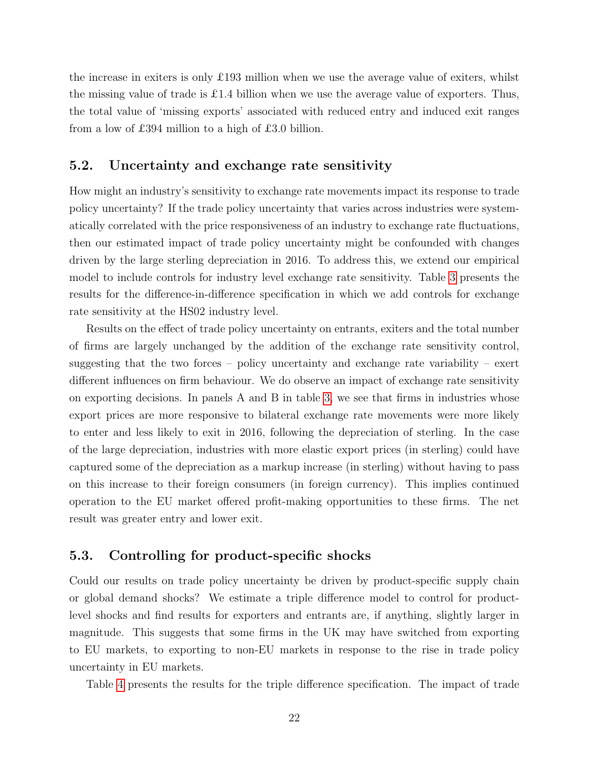the increase in exiters is only £193 million when we use the average value of exiters, whilst the missing value of trade is £1.4 billion when we use the average value of exporters. Thus, the total value of 'missing exports' associated with reduced entry and induced exit ranges from a low of £394 million to a high of £3.0 billion.

## 5.2. Uncertainty and exchange rate sensitivity

How might an industry's sensitivity to exchange rate movements impact its response to trade policy uncertainty? If the trade policy uncertainty that varies across industries were systematically correlated with the price responsiveness of an industry to exchange rate fluctuations, then our estimated impact of trade policy uncertainty might be confounded with changes driven by the large sterling depreciation in 2016. To address this, we extend our empirical model to include controls for industry level exchange rate sensitivity. Table 3 presents the results for the difference-in-difference specification in which we add controls for exchange rate sensitivity at the HS02 industry level.

Results on the effect of trade policy uncertainty on entrants, exiters and the total number of firms are largely unchanged by the addition of the exchange rate sensitivity control, suggesting that the two forces – policy uncertainty and exchange rate variability – exert different influences on firm behaviour. We do observe an impact of exchange rate sensitivity on exporting decisions. In panels A and B in table 3, we see that firms in industries whose export prices are more responsive to bilateral exchange rate movements were more likely to enter and less likely to exit in 2016, following the depreciation of sterling. In the case of the large depreciation, industries with more elastic export prices (in sterling) could have captured some of the depreciation as a markup increase (in sterling) without having to pass on this increase to their foreign consumers (in foreign currency). This implies continued operation to the EU market offered profit-making opportunities to these firms. The net result was greater entry and lower exit.

## 5.3. Controlling for product-specific shocks

Could our results on trade policy uncertainty be driven by product-specific supply chain or global demand shocks? We estimate a triple difference model to control for product-level shocks and find results for exporters and entrants are, if anything, slightly larger in magnitude. This suggests that some firms in the UK may have switched from exporting to EU markets, to exporting to non-EU markets in response to the rise in trade policy uncertainty in EU markets.

Table 4 presents the results for the triple difference specification. The impact of trade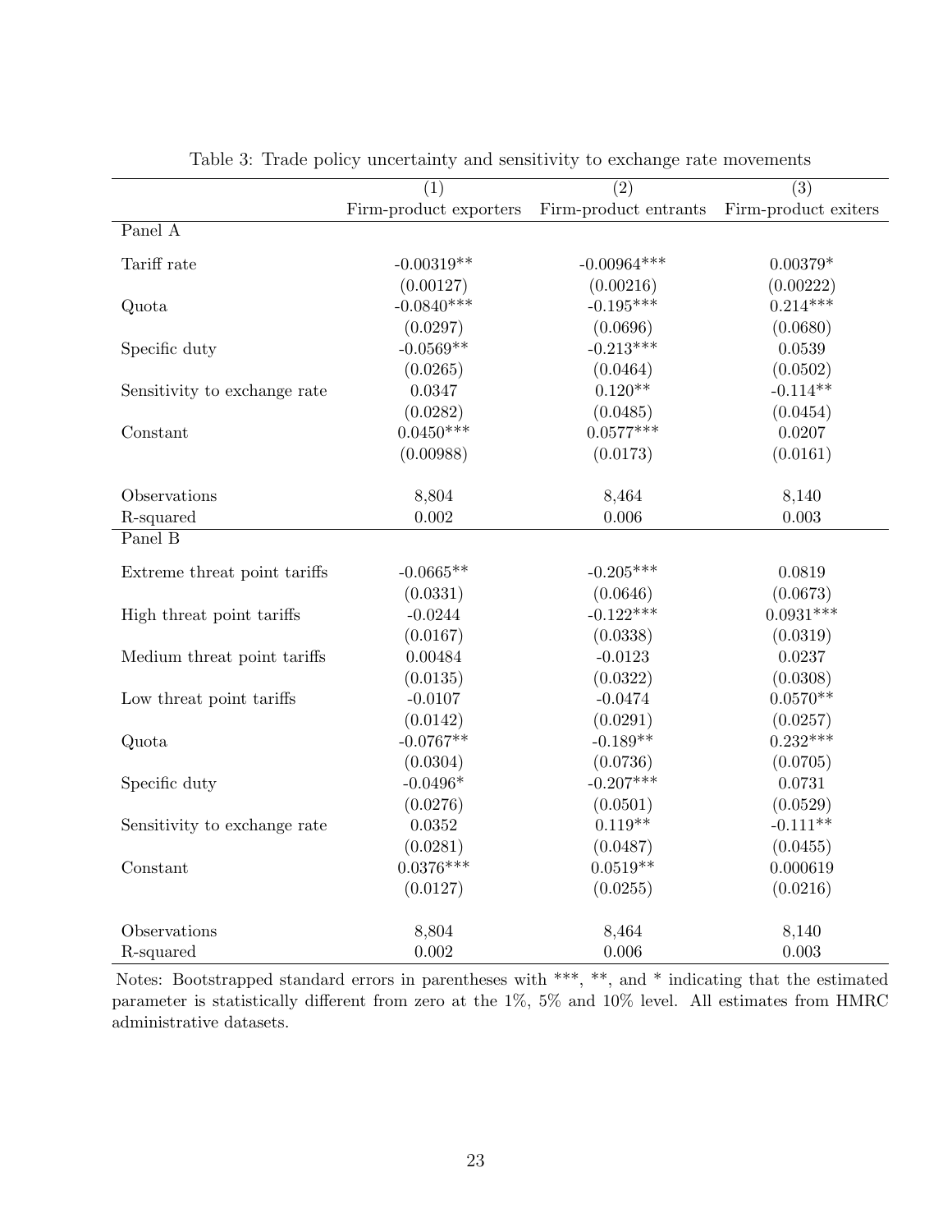Table 3: Trade policy uncertainty and sensitivity to exchange rate movements

| | (1) | (2) | (3) |
|---|---|---|---|
| | Firm-product exporters | Firm-product entrants | Firm-product exiters |
| Panel A | | | |
| Tariff rate | -0.00319** | -0.00964*** | 0.00379* |
| | (0.00127) | (0.00216) | (0.00222) |
| Quota | -0.0840*** | -0.195*** | 0.214*** |
| | (0.0297) | (0.0696) | (0.0680) |
| Specific duty | -0.0569** | -0.213*** | 0.0539 |
| | (0.0265) | (0.0464) | (0.0502) |
| Sensitivity to exchange rate | 0.0347 | 0.120** | -0.114** |
| | (0.0282) | (0.0485) | (0.0454) |
| Constant | 0.0450*** | 0.0577*** | 0.0207 |
| | (0.00988) | (0.0173) | (0.0161) |
| Observations | 8,804 | 8,464 | 8,140 |
| R-squared | 0.002 | 0.006 | 0.003 |
| Panel B | | | |
| Extreme threat point tariffs | -0.0665** | -0.205*** | 0.0819 |
| | (0.0331) | (0.0646) | (0.0673) |
| High threat point tariffs | -0.0244 | -0.122*** | 0.0931*** |
| | (0.0167) | (0.0338) | (0.0319) |
| Medium threat point tariffs | 0.00484 | -0.0123 | 0.0237 |
| | (0.0135) | (0.0322) | (0.0308) |
| Low threat point tariffs | -0.0107 | -0.0474 | 0.0570** |
| | (0.0142) | (0.0291) | (0.0257) |
| Quota | -0.0767** | -0.189** | 0.232*** |
| | (0.0304) | (0.0736) | (0.0705) |
| Specific duty | -0.0496* | -0.207*** | 0.0731 |
| | (0.0276) | (0.0501) | (0.0529) |
| Sensitivity to exchange rate | 0.0352 | 0.119** | -0.111** |
| | (0.0281) | (0.0487) | (0.0455) |
| Constant | 0.0376*** | 0.0519** | 0.000619 |
| | (0.0127) | (0.0255) | (0.0216) |
| Observations | 8,804 | 8,464 | 8,140 |
| R-squared | 0.002 | 0.006 | 0.003 |

Notes: Bootstrapped standard errors in parentheses with ***, **, and * indicating that the estimated parameter is statistically different from zero at the 1%, 5% and 10% level. All estimates from HMRC administrative datasets.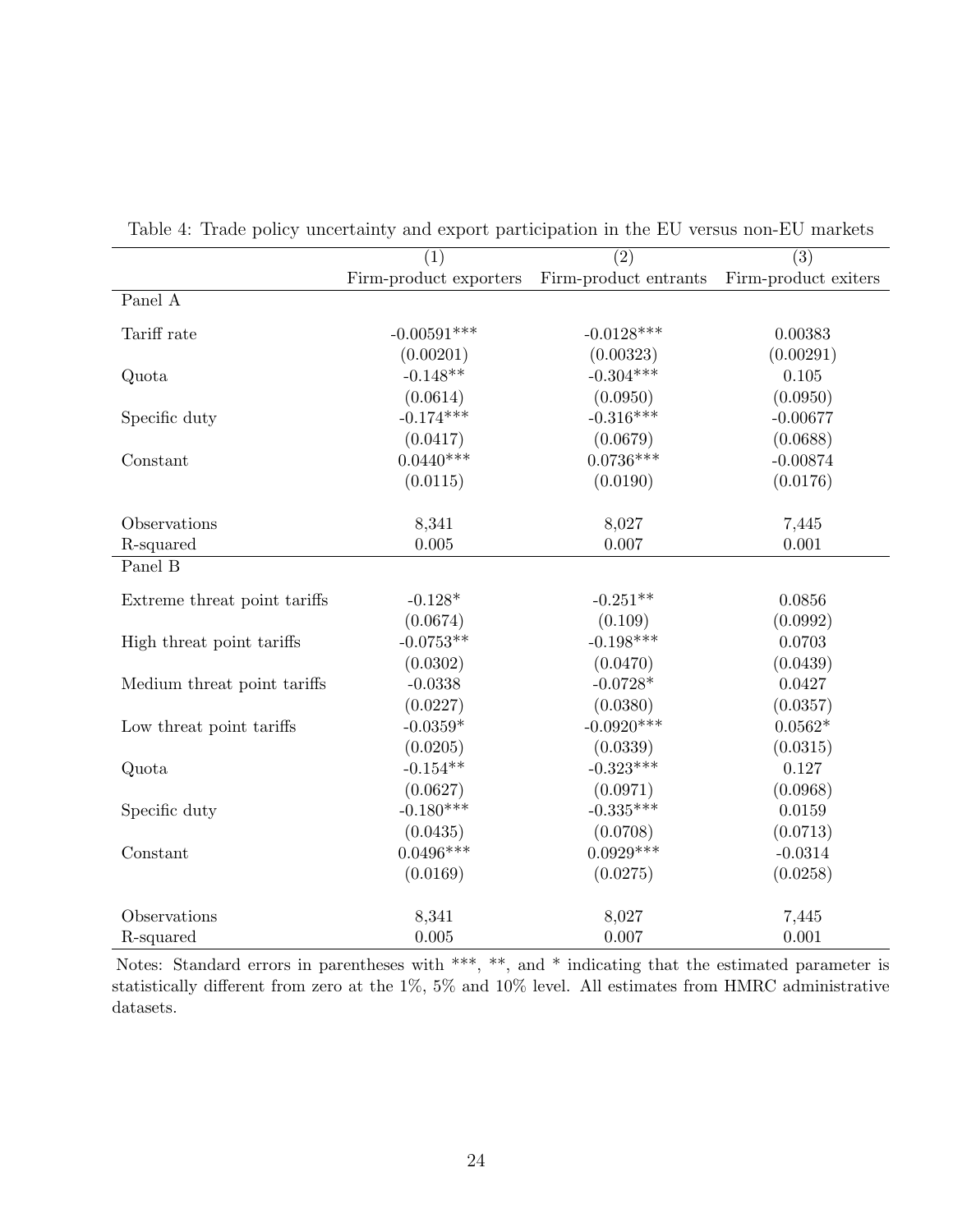Table 4: Trade policy uncertainty and export participation in the EU versus non-EU markets

| | (1) | (2) | (3) |
|---|---|---|---|
| | Firm-product exporters | Firm-product entrants | Firm-product exiters |
| Panel A | | | |
| Tariff rate | -0.00591*** | -0.0128*** | 0.00383 |
| | (0.00201) | (0.00323) | (0.00291) |
| Quota | -0.148** | -0.304*** | 0.105 |
| | (0.0614) | (0.0950) | (0.0950) |
| Specific duty | -0.174*** | -0.316*** | -0.00677 |
| | (0.0417) | (0.0679) | (0.0688) |
| Constant | 0.0440*** | 0.0736*** | -0.00874 |
| | (0.0115) | (0.0190) | (0.0176) |
| Observations | 8,341 | 8,027 | 7,445 |
| R-squared | 0.005 | 0.007 | 0.001 |
| Panel B | | | |
| Extreme threat point tariffs | -0.128* | -0.251** | 0.0856 |
| | (0.0674) | (0.109) | (0.0992) |
| High threat point tariffs | -0.0753** | -0.198*** | 0.0703 |
| | (0.0302) | (0.0470) | (0.0439) |
| Medium threat point tariffs | -0.0338 | -0.0728* | 0.0427 |
| | (0.0227) | (0.0380) | (0.0357) |
| Low threat point tariffs | -0.0359* | -0.0920*** | 0.0562* |
| | (0.0205) | (0.0339) | (0.0315) |
| Quota | -0.154** | -0.323*** | 0.127 |
| | (0.0627) | (0.0971) | (0.0968) |
| Specific duty | -0.180*** | -0.335*** | 0.0159 |
| | (0.0435) | (0.0708) | (0.0713) |
| Constant | 0.0496*** | 0.0929*** | -0.0314 |
| | (0.0169) | (0.0275) | (0.0258) |
| Observations | 8,341 | 8,027 | 7,445 |
| R-squared | 0.005 | 0.007 | 0.001 |

Notes: Standard errors in parentheses with ***, **, and * indicating that the estimated parameter is statistically different from zero at the 1%, 5% and 10% level. All estimates from HMRC administrative datasets.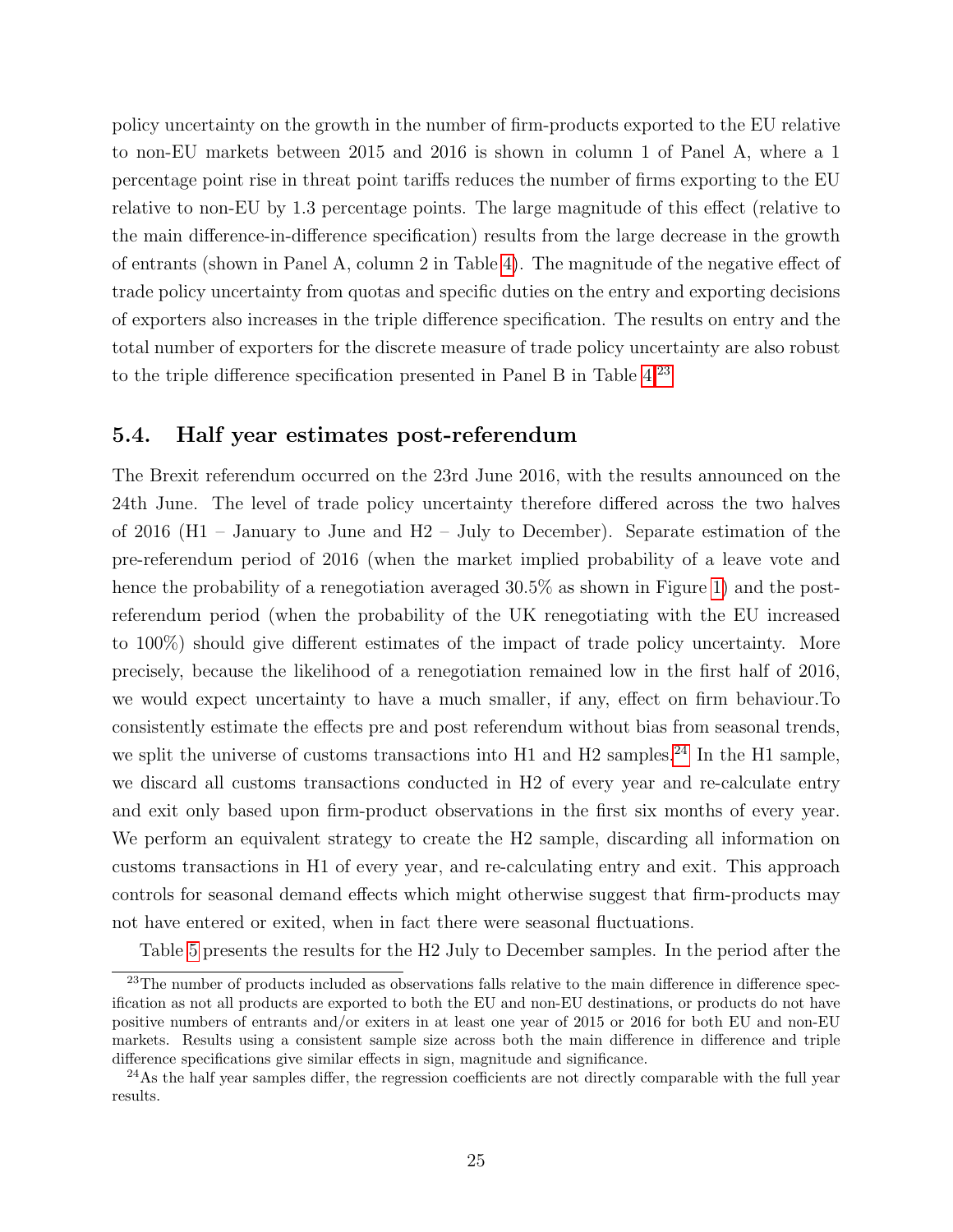policy uncertainty on the growth in the number of firm-products exported to the EU relative to non-EU markets between 2015 and 2016 is shown in column 1 of Panel A, where a 1 percentage point rise in threat point tariffs reduces the number of firms exporting to the EU relative to non-EU by 1.3 percentage points. The large magnitude of this effect (relative to the main difference-in-difference specification) results from the large decrease in the growth of entrants (shown in Panel A, column 2 in Table 4). The magnitude of the negative effect of trade policy uncertainty from quotas and specific duties on the entry and exporting decisions of exporters also increases in the triple difference specification. The results on entry and the total number of exporters for the discrete measure of trade policy uncertainty are also robust to the triple difference specification presented in Panel B in Table 4.[23]

## 5.4. Half year estimates post-referendum

The Brexit referendum occurred on the 23rd June 2016, with the results announced on the 24th June. The level of trade policy uncertainty therefore differed across the two halves of 2016 (H1 – January to June and H2 – July to December). Separate estimation of the pre-referendum period of 2016 (when the market implied probability of a leave vote and hence the probability of a renegotiation averaged 30.5% as shown in Figure 1) and the post-referendum period (when the probability of the UK renegotiating with the EU increased to 100%) should give different estimates of the impact of trade policy uncertainty. More precisely, because the likelihood of a renegotiation remained low in the first half of 2016, we would expect uncertainty to have a much smaller, if any, effect on firm behaviour.To consistently estimate the effects pre and post referendum without bias from seasonal trends, we split the universe of customs transactions into H1 and H2 samples.[24] In the H1 sample, we discard all customs transactions conducted in H2 of every year and re-calculate entry and exit only based upon firm-product observations in the first six months of every year. We perform an equivalent strategy to create the H2 sample, discarding all information on customs transactions in H1 of every year, and re-calculating entry and exit. This approach controls for seasonal demand effects which might otherwise suggest that firm-products may not have entered or exited, when in fact there were seasonal fluctuations.

Table 5 presents the results for the H2 July to December samples. In the period after the

[23] The number of products included as observations falls relative to the main difference in difference specification as not all products are exported to both the EU and non-EU destinations, or products do not have positive numbers of entrants and/or exiters in at least one year of 2015 or 2016 for both EU and non-EU markets. Results using a consistent sample size across both the main difference in difference and triple difference specifications give similar effects in sign, magnitude and significance.

[24] As the half year samples differ, the regression coefficients are not directly comparable with the full year results.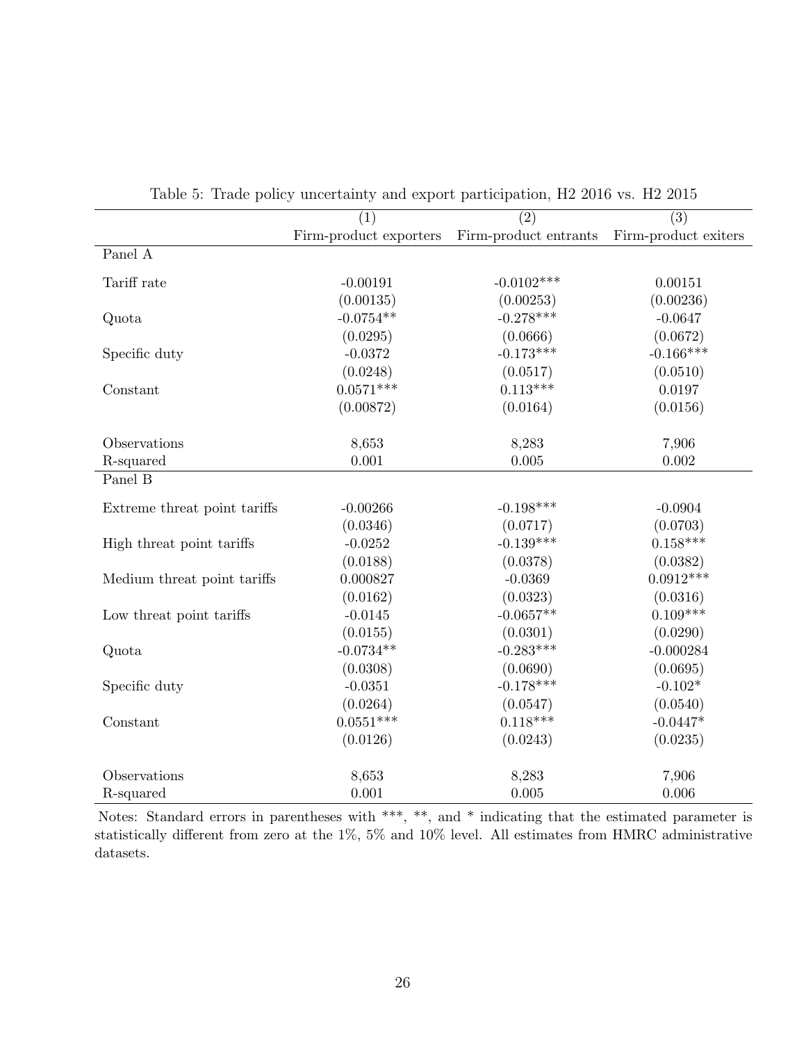Table 5: Trade policy uncertainty and export participation, H2 2016 vs. H2 2015

| | (1) | (2) | (3) |
|---|---|---|---|
| | Firm-product exporters | Firm-product entrants | Firm-product exiters |
| Panel A | | | |
| Tariff rate | -0.00191 | -0.0102*** | 0.00151 |
| | (0.00135) | (0.00253) | (0.00236) |
| Quota | -0.0754** | -0.278*** | -0.0647 |
| | (0.0295) | (0.0666) | (0.0672) |
| Specific duty | -0.0372 | -0.173*** | -0.166*** |
| | (0.0248) | (0.0517) | (0.0510) |
| Constant | 0.0571*** | 0.113*** | 0.0197 |
| | (0.00872) | (0.0164) | (0.0156) |
| Observations | 8,653 | 8,283 | 7,906 |
| R-squared | 0.001 | 0.005 | 0.002 |
| Panel B | | | |
| Extreme threat point tariffs | -0.00266 | -0.198*** | -0.0904 |
| | (0.0346) | (0.0717) | (0.0703) |
| High threat point tariffs | -0.0252 | -0.139*** | 0.158*** |
| | (0.0188) | (0.0378) | (0.0382) |
| Medium threat point tariffs | 0.000827 | -0.0369 | 0.0912*** |
| | (0.0162) | (0.0323) | (0.0316) |
| Low threat point tariffs | -0.0145 | -0.0657** | 0.109*** |
| | (0.0155) | (0.0301) | (0.0290) |
| Quota | -0.0734** | -0.283*** | -0.000284 |
| | (0.0308) | (0.0690) | (0.0695) |
| Specific duty | -0.0351 | -0.178*** | -0.102* |
| | (0.0264) | (0.0547) | (0.0540) |
| Constant | 0.0551*** | 0.118*** | -0.0447* |
| | (0.0126) | (0.0243) | (0.0235) |
| Observations | 8,653 | 8,283 | 7,906 |
| R-squared | 0.001 | 0.005 | 0.006 |

Notes: Standard errors in parentheses with ***, **, and * indicating that the estimated parameter is statistically different from zero at the 1%, 5% and 10% level. All estimates from HMRC administrative datasets.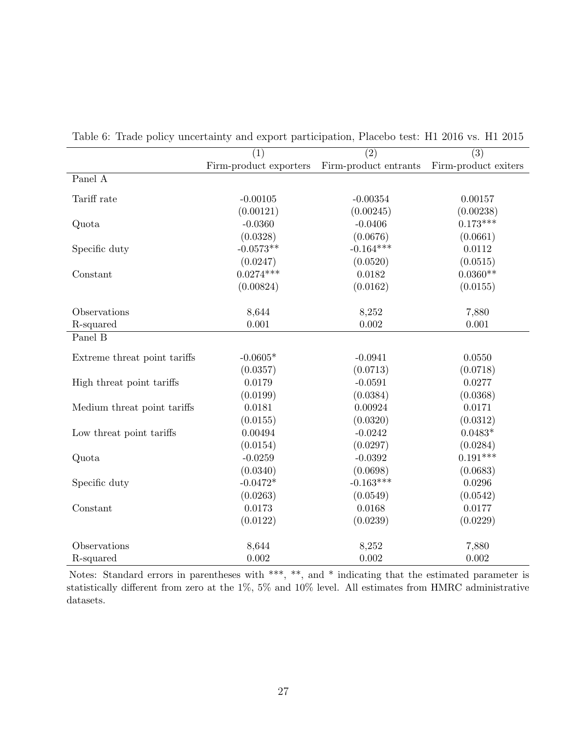Table 6: Trade policy uncertainty and export participation, Placebo test: H1 2016 vs. H1 2015

| | (1) | (2) | (3) |
|---|---|---|---|
| | Firm-product exporters | Firm-product entrants | Firm-product exiters |
| Panel A | | | |
| Tariff rate | -0.00105 | -0.00354 | 0.00157 |
| | (0.00121) | (0.00245) | (0.00238) |
| Quota | -0.0360 | -0.0406 | 0.173*** |
| | (0.0328) | (0.0676) | (0.0661) |
| Specific duty | -0.0573** | -0.164*** | 0.0112 |
| | (0.0247) | (0.0520) | (0.0515) |
| Constant | 0.0274*** | 0.0182 | 0.0360** |
| | (0.00824) | (0.0162) | (0.0155) |
| Observations | 8,644 | 8,252 | 7,880 |
| R-squared | 0.001 | 0.002 | 0.001 |
| Panel B | | | |
| Extreme threat point tariffs | -0.0605* | -0.0941 | 0.0550 |
| | (0.0357) | (0.0713) | (0.0718) |
| High threat point tariffs | 0.0179 | -0.0591 | 0.0277 |
| | (0.0199) | (0.0384) | (0.0368) |
| Medium threat point tariffs | 0.0181 | 0.00924 | 0.0171 |
| | (0.0155) | (0.0320) | (0.0312) |
| Low threat point tariffs | 0.00494 | -0.0242 | 0.0483* |
| | (0.0154) | (0.0297) | (0.0284) |
| Quota | -0.0259 | -0.0392 | 0.191*** |
| | (0.0340) | (0.0698) | (0.0683) |
| Specific duty | -0.0472* | -0.163*** | 0.0296 |
| | (0.0263) | (0.0549) | (0.0542) |
| Constant | 0.0173 | 0.0168 | 0.0177 |
| | (0.0122) | (0.0239) | (0.0229) |
| Observations | 8,644 | 8,252 | 7,880 |
| R-squared | 0.002 | 0.002 | 0.002 |

Notes: Standard errors in parentheses with ***, **, and * indicating that the estimated parameter is statistically different from zero at the 1%, 5% and 10% level. All estimates from HMRC administrative datasets.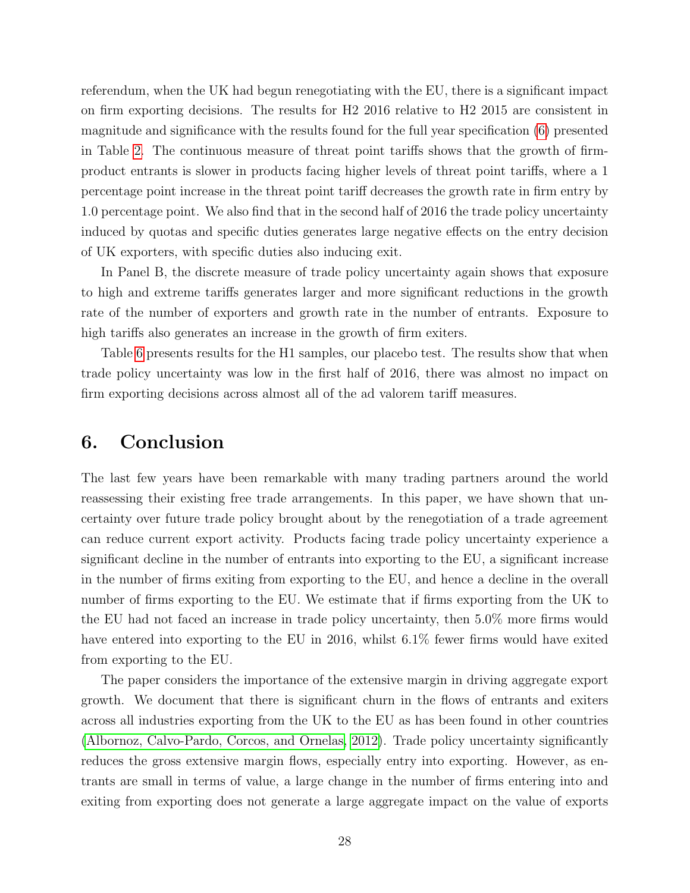referendum, when the UK had begun renegotiating with the EU, there is a significant impact on firm exporting decisions. The results for H2 2016 relative to H2 2015 are consistent in magnitude and significance with the results found for the full year specification (6) presented in Table 2. The continuous measure of threat point tariffs shows that the growth of firm-product entrants is slower in products facing higher levels of threat point tariffs, where a 1 percentage point increase in the threat point tariff decreases the growth rate in firm entry by 1.0 percentage point. We also find that in the second half of 2016 the trade policy uncertainty induced by quotas and specific duties generates large negative effects on the entry decision of UK exporters, with specific duties also inducing exit.

In Panel B, the discrete measure of trade policy uncertainty again shows that exposure to high and extreme tariffs generates larger and more significant reductions in the growth rate of the number of exporters and growth rate in the number of entrants. Exposure to high tariffs also generates an increase in the growth of firm exiters.

Table 6 presents results for the H1 samples, our placebo test. The results show that when trade policy uncertainty was low in the first half of 2016, there was almost no impact on firm exporting decisions across almost all of the ad valorem tariff measures.

## 6. Conclusion

The last few years have been remarkable with many trading partners around the world reassessing their existing free trade arrangements. In this paper, we have shown that uncertainty over future trade policy brought about by the renegotiation of a trade agreement can reduce current export activity. Products facing trade policy uncertainty experience a significant decline in the number of entrants into exporting to the EU, a significant increase in the number of firms exiting from exporting to the EU, and hence a decline in the overall number of firms exporting to the EU. We estimate that if firms exporting from the UK to the EU had not faced an increase in trade policy uncertainty, then 5.0% more firms would have entered into exporting to the EU in 2016, whilst 6.1% fewer firms would have exited from exporting to the EU.

The paper considers the importance of the extensive margin in driving aggregate export growth. We document that there is significant churn in the flows of entrants and exiters across all industries exporting from the UK to the EU as has been found in other countries (Albornoz, Calvo-Pardo, Corcos, and Ornelas, 2012). Trade policy uncertainty significantly reduces the gross extensive margin flows, especially entry into exporting. However, as entrants are small in terms of value, a large change in the number of firms entering into and exiting from exporting does not generate a large aggregate impact on the value of exports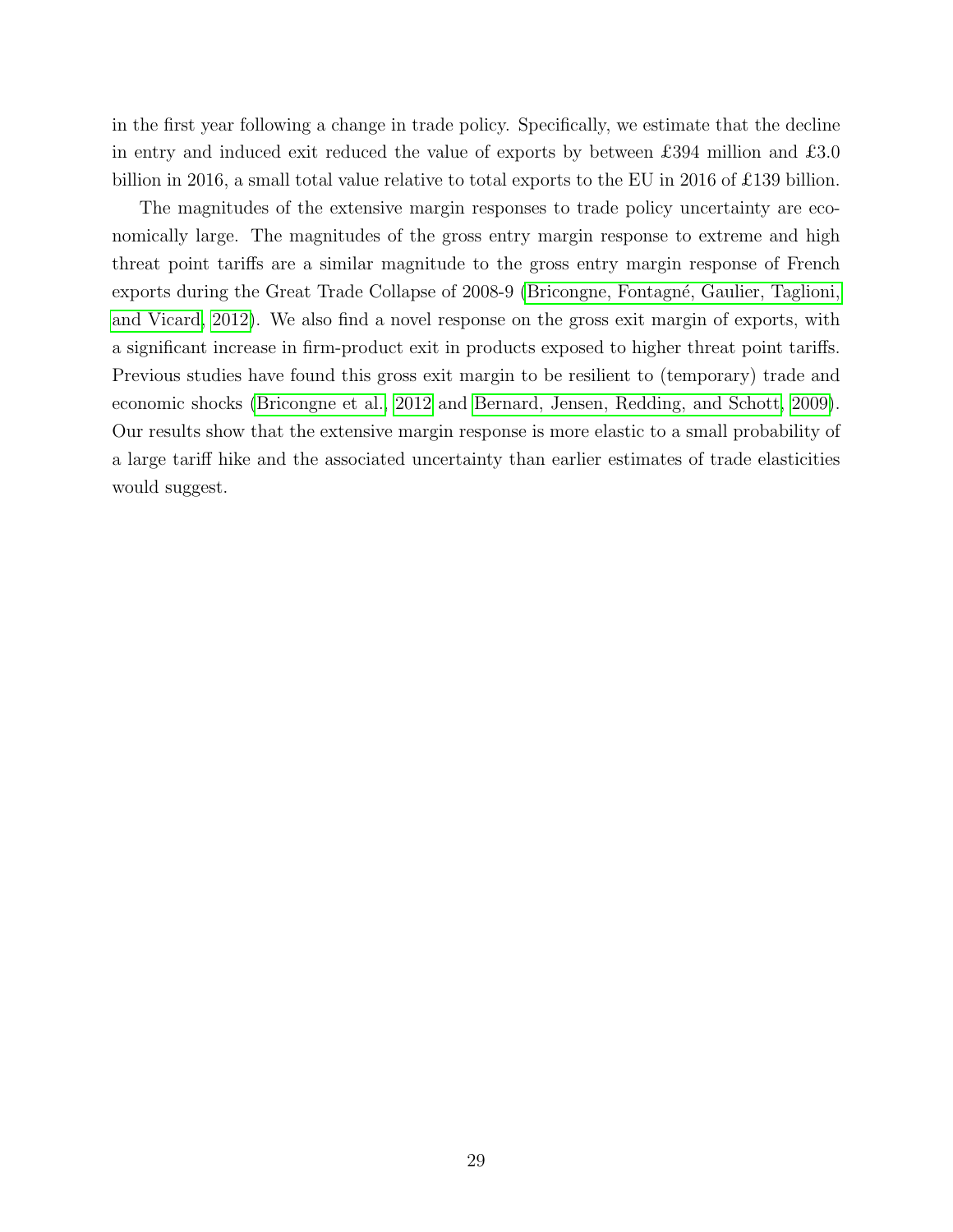in the first year following a change in trade policy. Specifically, we estimate that the decline in entry and induced exit reduced the value of exports by between £394 million and £3.0 billion in 2016, a small total value relative to total exports to the EU in 2016 of £139 billion.

The magnitudes of the extensive margin responses to trade policy uncertainty are economically large. The magnitudes of the gross entry margin response to extreme and high threat point tariffs are a similar magnitude to the gross entry margin response of French exports during the Great Trade Collapse of 2008-9 (Bricongne, Fontagné, Gaulier, Taglioni, and Vicard, 2012). We also find a novel response on the gross exit margin of exports, with a significant increase in firm-product exit in products exposed to higher threat point tariffs. Previous studies have found this gross exit margin to be resilient to (temporary) trade and economic shocks (Bricongne et al., 2012 and Bernard, Jensen, Redding, and Schott, 2009). Our results show that the extensive margin response is more elastic to a small probability of a large tariff hike and the associated uncertainty than earlier estimates of trade elasticities would suggest.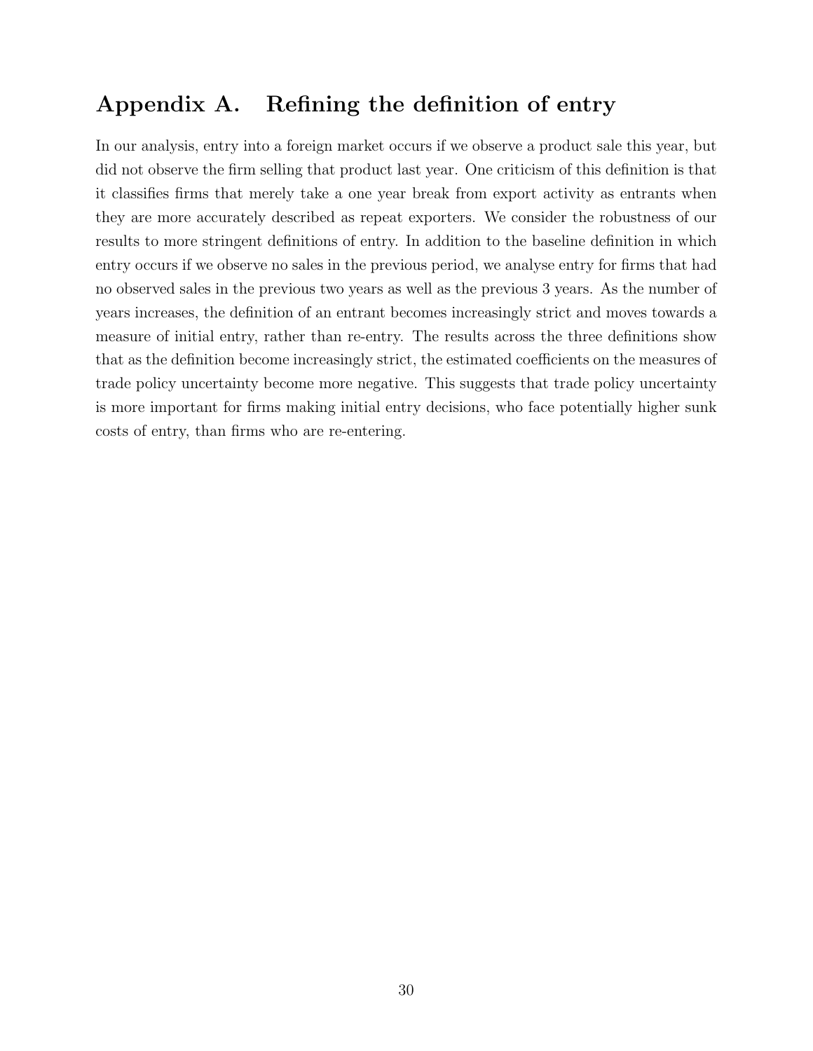# Appendix A. Refining the definition of entry

In our analysis, entry into a foreign market occurs if we observe a product sale this year, but did not observe the firm selling that product last year. One criticism of this definition is that it classifies firms that merely take a one year break from export activity as entrants when they are more accurately described as repeat exporters. We consider the robustness of our results to more stringent definitions of entry. In addition to the baseline definition in which entry occurs if we observe no sales in the previous period, we analyse entry for firms that had no observed sales in the previous two years as well as the previous 3 years. As the number of years increases, the definition of an entrant becomes increasingly strict and moves towards a measure of initial entry, rather than re-entry. The results across the three definitions show that as the definition become increasingly strict, the estimated coefficients on the measures of trade policy uncertainty become more negative. This suggests that trade policy uncertainty is more important for firms making initial entry decisions, who face potentially higher sunk costs of entry, than firms who are re-entering.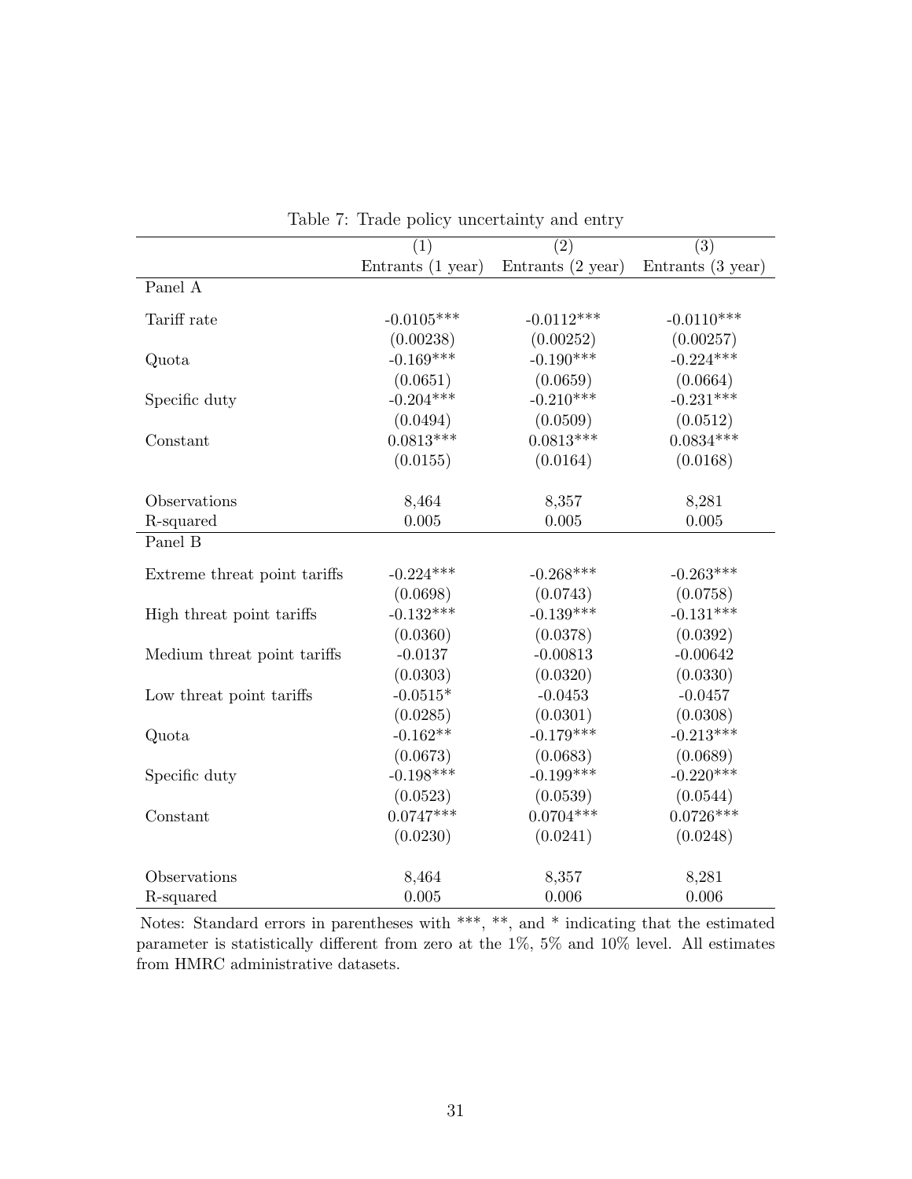Table 7: Trade policy uncertainty and entry

| | (1) | (2) | (3) |
|---|---|---|---|
| | Entrants (1 year) | Entrants (2 year) | Entrants (3 year) |
| Panel A | | | |
| Tariff rate | -0.0105*** | -0.0112*** | -0.0110*** |
| | (0.00238) | (0.00252) | (0.00257) |
| Quota | -0.169*** | -0.190*** | -0.224*** |
| | (0.0651) | (0.0659) | (0.0664) |
| Specific duty | -0.204*** | -0.210*** | -0.231*** |
| | (0.0494) | (0.0509) | (0.0512) |
| Constant | 0.0813*** | 0.0813*** | 0.0834*** |
| | (0.0155) | (0.0164) | (0.0168) |
| Observations | 8,464 | 8,357 | 8,281 |
| R-squared | 0.005 | 0.005 | 0.005 |
| Panel B | | | |
| Extreme threat point tariffs | -0.224*** | -0.268*** | -0.263*** |
| | (0.0698) | (0.0743) | (0.0758) |
| High threat point tariffs | -0.132*** | -0.139*** | -0.131*** |
| | (0.0360) | (0.0378) | (0.0392) |
| Medium threat point tariffs | -0.0137 | -0.00813 | -0.00642 |
| | (0.0303) | (0.0320) | (0.0330) |
| Low threat point tariffs | -0.0515* | -0.0453 | -0.0457 |
| | (0.0285) | (0.0301) | (0.0308) |
| Quota | -0.162** | -0.179*** | -0.213*** |
| | (0.0673) | (0.0683) | (0.0689) |
| Specific duty | -0.198*** | -0.199*** | -0.220*** |
| | (0.0523) | (0.0539) | (0.0544) |
| Constant | 0.0747*** | 0.0704*** | 0.0726*** |
| | (0.0230) | (0.0241) | (0.0248) |
| Observations | 8,464 | 8,357 | 8,281 |
| R-squared | 0.005 | 0.006 | 0.006 |

Notes: Standard errors in parentheses with ***, **, and * indicating that the estimated parameter is statistically different from zero at the 1%, 5% and 10% level. All estimates from HMRC administrative datasets.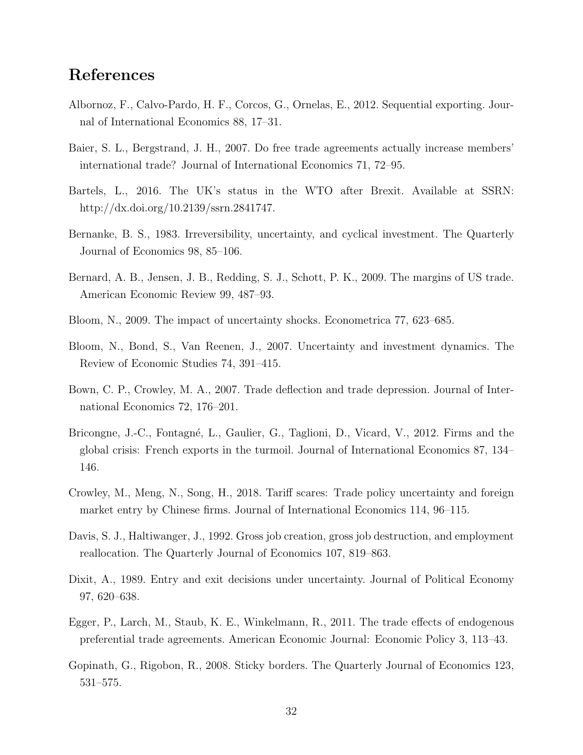## References

Albornoz, F., Calvo-Pardo, H. F., Corcos, G., Ornelas, E., 2012. Sequential exporting. Journal of International Economics 88, 17–31.

Baier, S. L., Bergstrand, J. H., 2007. Do free trade agreements actually increase members' international trade? Journal of International Economics 71, 72–95.

Bartels, L., 2016. The UK's status in the WTO after Brexit. Available at SSRN: http://dx.doi.org/10.2139/ssrn.2841747.

Bernanke, B. S., 1983. Irreversibility, uncertainty, and cyclical investment. The Quarterly Journal of Economics 98, 85–106.

Bernard, A. B., Jensen, J. B., Redding, S. J., Schott, P. K., 2009. The margins of US trade. American Economic Review 99, 487–93.

Bloom, N., 2009. The impact of uncertainty shocks. Econometrica 77, 623–685.

Bloom, N., Bond, S., Van Reenen, J., 2007. Uncertainty and investment dynamics. The Review of Economic Studies 74, 391–415.

Bown, C. P., Crowley, M. A., 2007. Trade deflection and trade depression. Journal of International Economics 72, 176–201.

Bricongne, J.-C., Fontagné, L., Gaulier, G., Taglioni, D., Vicard, V., 2012. Firms and the global crisis: French exports in the turmoil. Journal of International Economics 87, 134–146.

Crowley, M., Meng, N., Song, H., 2018. Tariff scares: Trade policy uncertainty and foreign market entry by Chinese firms. Journal of International Economics 114, 96–115.

Davis, S. J., Haltiwanger, J., 1992. Gross job creation, gross job destruction, and employment reallocation. The Quarterly Journal of Economics 107, 819–863.

Dixit, A., 1989. Entry and exit decisions under uncertainty. Journal of Political Economy 97, 620–638.

Egger, P., Larch, M., Staub, K. E., Winkelmann, R., 2011. The trade effects of endogenous preferential trade agreements. American Economic Journal: Economic Policy 3, 113–43.

Gopinath, G., Rigobon, R., 2008. Sticky borders. The Quarterly Journal of Economics 123, 531–575.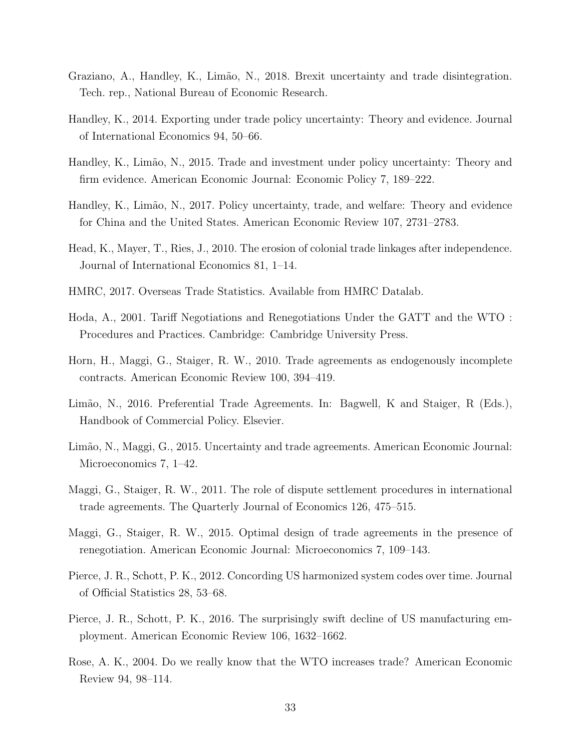Graziano, A., Handley, K., Limão, N., 2018. Brexit uncertainty and trade disintegration. Tech. rep., National Bureau of Economic Research.

Handley, K., 2014. Exporting under trade policy uncertainty: Theory and evidence. Journal of International Economics 94, 50–66.

Handley, K., Limão, N., 2015. Trade and investment under policy uncertainty: Theory and firm evidence. American Economic Journal: Economic Policy 7, 189–222.

Handley, K., Limão, N., 2017. Policy uncertainty, trade, and welfare: Theory and evidence for China and the United States. American Economic Review 107, 2731–2783.

Head, K., Mayer, T., Ries, J., 2010. The erosion of colonial trade linkages after independence. Journal of International Economics 81, 1–14.

HMRC, 2017. Overseas Trade Statistics. Available from HMRC Datalab.

Hoda, A., 2001. Tariff Negotiations and Renegotiations Under the GATT and the WTO : Procedures and Practices. Cambridge: Cambridge University Press.

Horn, H., Maggi, G., Staiger, R. W., 2010. Trade agreements as endogenously incomplete contracts. American Economic Review 100, 394–419.

Limão, N., 2016. Preferential Trade Agreements. In: Bagwell, K and Staiger, R (Eds.), Handbook of Commercial Policy. Elsevier.

Limão, N., Maggi, G., 2015. Uncertainty and trade agreements. American Economic Journal: Microeconomics 7, 1–42.

Maggi, G., Staiger, R. W., 2011. The role of dispute settlement procedures in international trade agreements. The Quarterly Journal of Economics 126, 475–515.

Maggi, G., Staiger, R. W., 2015. Optimal design of trade agreements in the presence of renegotiation. American Economic Journal: Microeconomics 7, 109–143.

Pierce, J. R., Schott, P. K., 2012. Concording US harmonized system codes over time. Journal of Official Statistics 28, 53–68.

Pierce, J. R., Schott, P. K., 2016. The surprisingly swift decline of US manufacturing employment. American Economic Review 106, 1632–1662.

Rose, A. K., 2004. Do we really know that the WTO increases trade? American Economic Review 94, 98–114.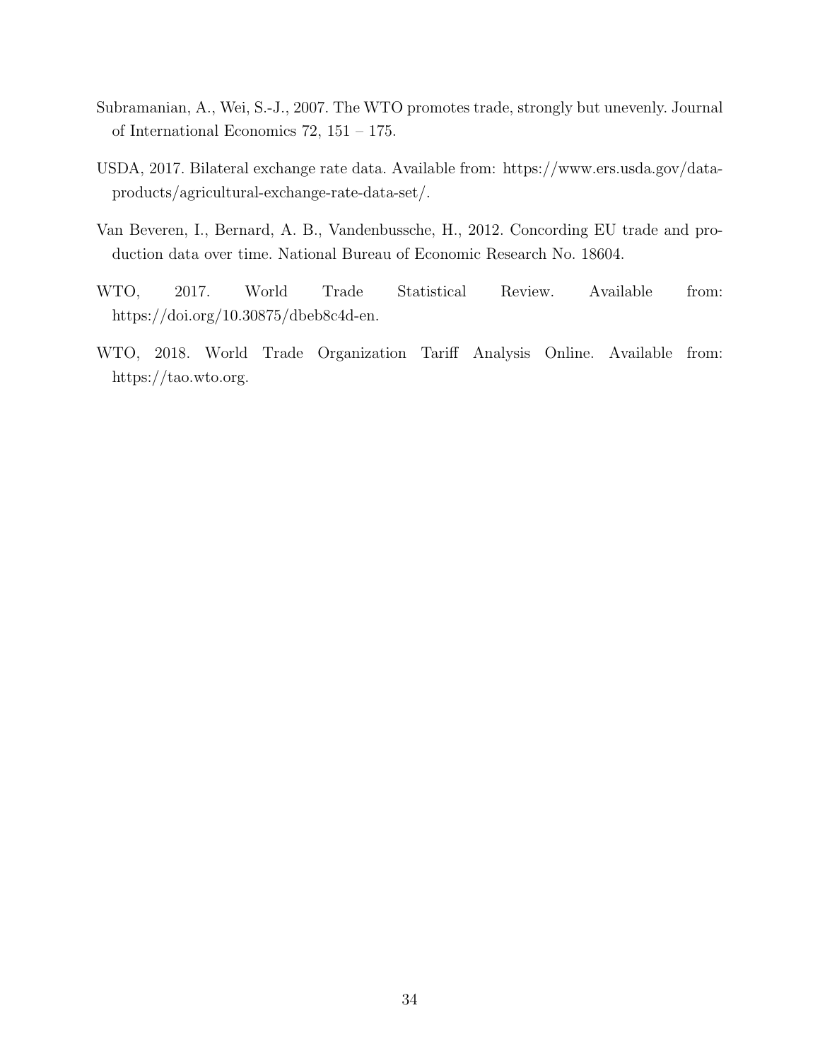Subramanian, A., Wei, S.-J., 2007. The WTO promotes trade, strongly but unevenly. Journal of International Economics 72, 151 – 175.

USDA, 2017. Bilateral exchange rate data. Available from: https://www.ers.usda.gov/data-products/agricultural-exchange-rate-data-set/.

Van Beveren, I., Bernard, A. B., Vandenbussche, H., 2012. Concording EU trade and production data over time. National Bureau of Economic Research No. 18604.

WTO, 2017. World Trade Statistical Review. Available from: https://doi.org/10.30875/dbeb8c4d-en.

WTO, 2018. World Trade Organization Tariff Analysis Online. Available from: https://tao.wto.org.